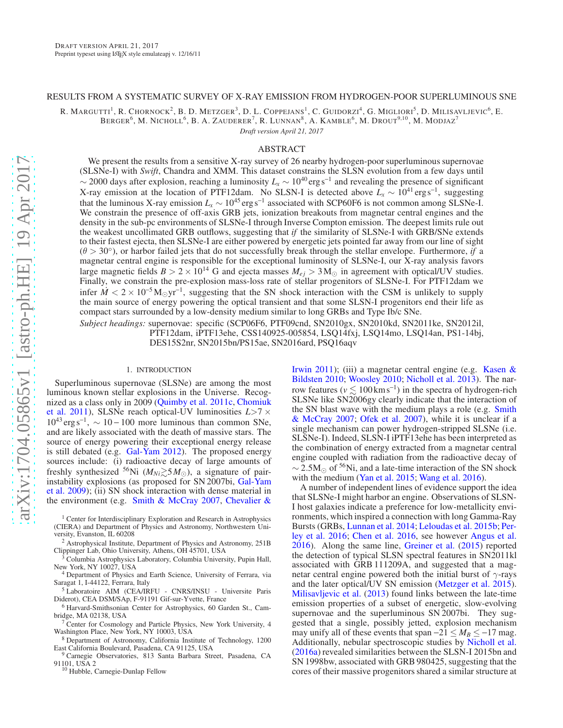Draft version April 21, 2017
Preprint typeset using LaTeX style emulateapj v. 12/16/11

# RESULTS FROM A SYSTEMATIC SURVEY OF X-RAY EMISSION FROM HYDROGEN-POOR SUPERLUMINOUS SNE

R. Margutti[1], R. Chornock[2], B. D. Metzger[3], D. L. Coppejans[1], C. Guidorzi[4], G. Migliori[5], D. Milisavljevic[6], E. Berger[6], M. Nicholl[6], B. A. Zauderer[7], R. Lunnan[8], A. Kamble[6], M. Drout[9,10], M. Modjaz[7]

*Draft version April 21, 2017*

## ABSTRACT

We present the results from a sensitive X-ray survey of 26 nearby hydrogen-poor superluminous supernovae (SLSNe-I) with *Swift*, Chandra and XMM. This dataset constrains the SLSN evolution from a few days until $\sim 2000$ days after explosion, reaching a luminosity $L_x \sim 10^{40}\,\mathrm{erg\,s^{-1}}$ and revealing the presence of significant X-ray emission at the location of PTF12dam. No SLSN-I is detected above $L_x \sim 10^{41}\,\mathrm{erg\,s^{-1}}$, suggesting that the luminous X-ray emission $L_x \sim 10^{45}\,\mathrm{erg\,s^{-1}}$ associated with SCP60F6 is not common among SLSNe-I. We constrain the presence of off-axis GRB jets, ionization breakouts from magnetar central engines and the density in the sub-pc environments of SLSNe-I through Inverse Compton emission. The deepest limits rule out the weakest uncollimated GRB outflows, suggesting that *if* the similarity of SLSNe-I with GRB/SNe extends to their fastest ejecta, then SLSNe-I are either powered by energetic jets pointed far away from our line of sight ($\theta > 30°$), or harbor failed jets that do not successfully break through the stellar envelope. Furthermore, *if* a magnetar central engine is responsible for the exceptional luminosity of SLSNe-I, our X-ray analysis favors large magnetic fields $B > 2 \times 10^{14}$ G and ejecta masses $M_{ej} > 3\,\mathrm{M_\odot}$ in agreement with optical/UV studies. Finally, we constrain the pre-explosion mass-loss rate of stellar progenitors of SLSNe-I. For PTF12dam we infer $\dot{M} < 2 \times 10^{-5}\,\mathrm{M_\odot yr^{-1}}$, suggesting that the SN shock interaction with the CSM is unlikely to supply the main source of energy powering the optical transient and that some SLSN-I progenitors end their life as compact stars surrounded by a low-density medium similar to long GRBs and Type Ib/c SNe.

*Subject headings:* supernovae: specific (SCP06F6, PTF09cnd, SN2010gx, SN2010kd, SN2011ke, SN2012il, PTF12dam, iPTF13ehe, CSS140925-005854, LSQ14fxj, LSQ14mo, LSQ14an, PS1-14bj, DES15S2nr, SN2015bn/PS15ae, SN2016ard, PSQ16aqv)

## 1. INTRODUCTION

Superluminous supernovae (SLSNe) are among the most luminous known stellar explosions in the Universe. Recognized as a class only in 2009 (Quimby et al. 2011c, Chomiuk et al. 2011), SLSNe reach optical-UV luminosities $L > 7 \times 10^{43}\,\mathrm{erg\,s^{-1}}$, $\sim 10-100$ more luminous than common SNe, and are likely associated with the death of massive stars. The source of energy powering their exceptional energy release is still debated (e.g. Gal-Yam 2012). The proposed energy sources include: (i) radioactive decay of large amounts of freshly synthesized $^{56}$Ni ($M_{Ni} \gtrsim 5 M_\odot$), a signature of pair-instability explosions (as proposed for SN 2007bi, Gal-Yam et al. 2009); (ii) SN shock interaction with dense material in the environment (e.g. Smith & McCray 2007, Chevalier & Irwin 2011); (iii) a magnetar central engine (e.g. Kasen & Bildsten 2010; Woosley 2010; Nicholl et al. 2013). The narrow features ($v \lesssim 100\,\mathrm{km\,s^{-1}}$) in the spectra of hydrogen-rich SLSNe like SN2006gy clearly indicate that the interaction of the SN blast wave with the medium plays a role (e.g. Smith & McCray 2007; Ofek et al. 2007), while it is unclear if a single mechanism can power hydrogen-stripped SLSNe (i.e. SLSNe-I). Indeed, SLSN-I iPTF13ehe has been interpreted as the combination of energy extracted from a magnetar central engine coupled with radiation from the radioactive decay of $\sim 2.5\mathrm{M_\odot}$ of $^{56}$Ni, and a late-time interaction of the SN shock with the medium (Yan et al. 2015; Wang et al. 2016).

A number of independent lines of evidence support the idea that SLSNe-I might harbor an engine. Observations of SLSN-I host galaxies indicate a preference for low-metallicity environments, which inspired a connection with long Gamma-Ray Bursts (GRBs, Lunnan et al. 2014; Leloudas et al. 2015b; Perley et al. 2016; Chen et al. 2016, see however Angus et al. 2016). Along the same line, Greiner et al. (2015) reported the detection of typical SLSN spectral features in SN2011kl associated with GRB 111209A, and suggested that a magnetar central engine powered both the initial burst of $\gamma$-rays and the later optical/UV SN emission (Metzger et al. 2015). Milisavljevic et al. (2013) found links between the late-time emission properties of a subset of energetic, slow-evolving supernovae and the superluminous SN 2007bi. They suggested that a single, possibly jetted, explosion mechanism may unify all of these events that span $-21 \leq M_B \leq -17$ mag. Additionally, nebular spectroscopic studies by Nicholl et al. (2016a) revealed similarities between the SLSN-I 2015bn and SN 1998bw, associated with GRB 980425, suggesting that the cores of their massive progenitors shared a similar structure at

[1] Center for Interdisciplinary Exploration and Research in Astrophysics (CIERA) and Department of Physics and Astronomy, Northwestern University, Evanston, IL 60208
[2] Astrophysical Institute, Department of Physics and Astronomy, 251B Clippinger Lab, Ohio University, Athens, OH 45701, USA
[3] Columbia Astrophysics Laboratory, Columbia University, Pupin Hall, New York, NY 10027, USA
[4] Department of Physics and Earth Science, University of Ferrara, via Saragat 1, I-44122, Ferrara, Italy
[5] Laboratoire AIM (CEA/IRFU - CNRS/INSU - Universite Paris Diderot), CEA DSM/SAp, F-91191 Gif-sur-Yvette, France
[6] Harvard-Smithsonian Center for Astrophysics, 60 Garden St., Cambridge, MA 02138, USA
[7] Center for Cosmology and Particle Physics, New York University, 4 Washington Place, New York, NY 10003, USA
[8] Department of Astronomy, California Institute of Technology, 1200 East California Boulevard, Pasadena, CA 91125, USA
[9] Carnegie Observatories, 813 Santa Barbara Street, Pasadena, CA 91101, USA 2
[10] Hubble, Carnegie-Dunlap Fellow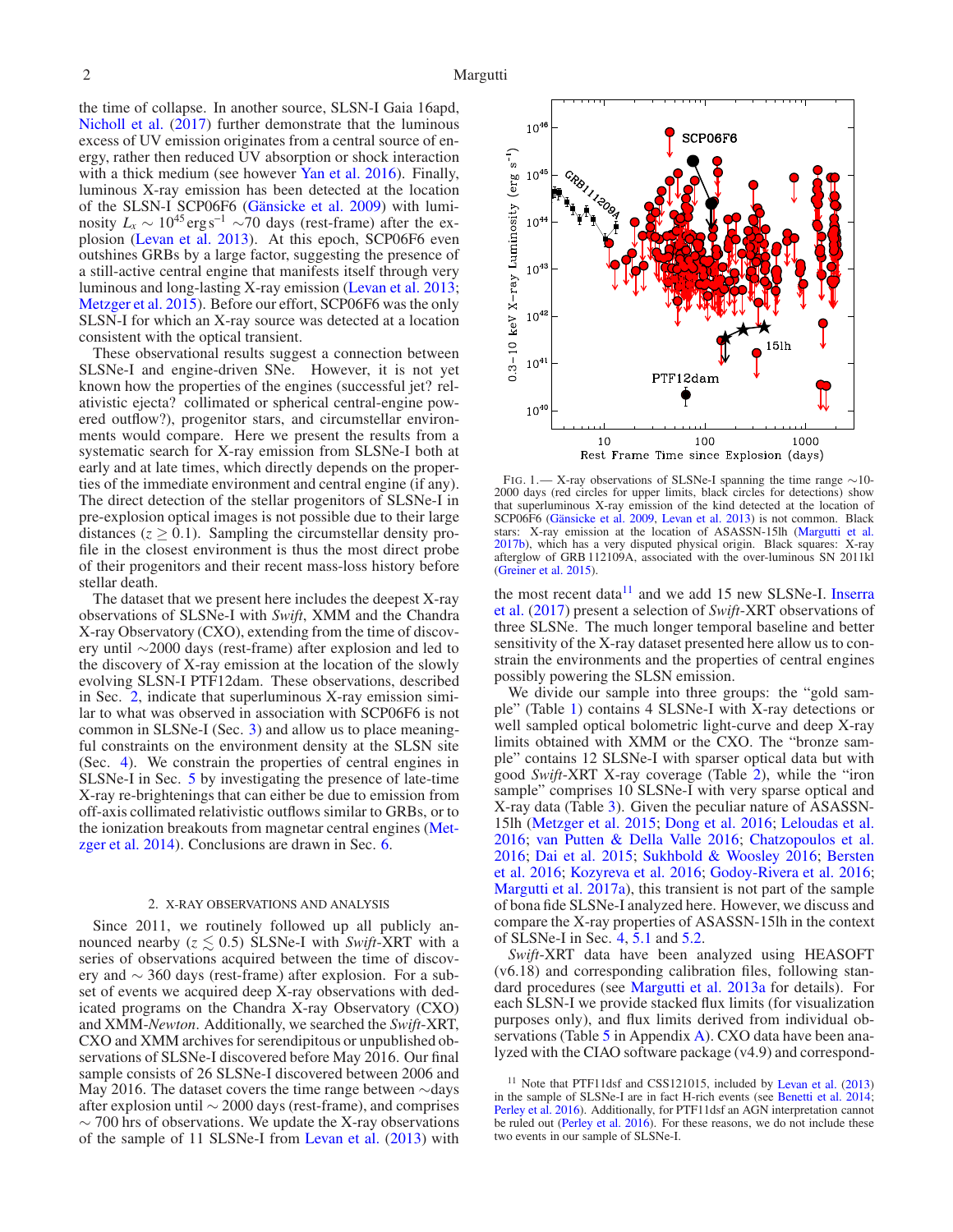the time of collapse. In another source, SLSN-I Gaia 16apd, Nicholl et al. (2017) further demonstrate that the luminous excess of UV emission originates from a central source of energy, rather then reduced UV absorption or shock interaction with a thick medium (see however Yan et al. 2016). Finally, luminous X-ray emission has been detected at the location of the SLSN-I SCP06F6 (Gänsicke et al. 2009) with luminosity $L_x \sim 10^{45}\,\mathrm{erg\,s^{-1}}$ ~70 days (rest-frame) after the explosion (Levan et al. 2013). At this epoch, SCP06F6 even outshines GRBs by a large factor, suggesting the presence of a still-active central engine that manifests itself through very luminous and long-lasting X-ray emission (Levan et al. 2013; Metzger et al. 2015). Before our effort, SCP06F6 was the only SLSN-I for which an X-ray source was detected at a location consistent with the optical transient.

These observational results suggest a connection between SLSNe-I and engine-driven SNe. However, it is not yet known how the properties of the engines (successful jet? relativistic ejecta? collimated or spherical central-engine powered outflow?), progenitor stars, and circumstellar environments would compare. Here we present the results from a systematic search for X-ray emission from SLSNe-I both at early and at late times, which directly depends on the properties of the immediate environment and central engine (if any). The direct detection of the stellar progenitors of SLSNe-I in pre-explosion optical images is not possible due to their large distances ($z \geq 0.1$). Sampling the circumstellar density profile in the closest environment is thus the most direct probe of their progenitors and their recent mass-loss history before stellar death.

The dataset that we present here includes the deepest X-ray observations of SLSNe-I with *Swift*, XMM and the Chandra X-ray Observatory (CXO), extending from the time of discovery until ~2000 days (rest-frame) after explosion and led to the discovery of X-ray emission at the location of the slowly evolving SLSN-I PTF12dam. These observations, described in Sec. 2, indicate that superluminous X-ray emission similar to what was observed in association with SCP06F6 is not common in SLSNe-I (Sec. 3) and allow us to place meaningful constraints on the environment density at the SLSN site (Sec. 4). We constrain the properties of central engines in SLSNe-I in Sec. 5 by investigating the presence of late-time X-ray re-brightenings that can either be due to emission from off-axis collimated relativistic outflows similar to GRBs, or to the ionization breakouts from magnetar central engines (Metzger et al. 2014). Conclusions are drawn in Sec. 6.

## 2. X-RAY OBSERVATIONS AND ANALYSIS

Since 2011, we routinely followed up all publicly announced nearby ($z \lesssim 0.5$) SLSNe-I with *Swift*-XRT with a series of observations acquired between the time of discovery and ~ 360 days (rest-frame) after explosion. For a subset of events we acquired deep X-ray observations with dedicated programs on the Chandra X-ray Observatory (CXO) and XMM-*Newton*. Additionally, we searched the *Swift*-XRT, CXO and XMM archives for serendipitous or unpublished observations of SLSNe-I discovered before May 2016. Our final sample consists of 26 SLSNe-I discovered between 2006 and May 2016. The dataset covers the time range between ~days after explosion until ~ 2000 days (rest-frame), and comprises ~ 700 hrs of observations. We update the X-ray observations of the sample of 11 SLSNe-I from Levan et al. (2013) with the most recent data[11] and we add 15 new SLSNe-I. Inserra et al. (2017) present a selection of *Swift*-XRT observations of three SLSNe. The much longer temporal baseline and better sensitivity of the X-ray dataset presented here allow us to constrain the environments and the properties of central engines possibly powering the SLSN emission.

FIG. 1.— X-ray observations of SLSNe-I spanning the time range ~10-2000 days (red circles for upper limits, black circles for detections) show that superluminous X-ray emission of the kind detected at the location of SCP06F6 (Gänsicke et al. 2009, Levan et al. 2013) is not common. Black stars: X-ray emission at the location of ASASSN-15lh (Margutti et al. 2017b), which has a very disputed physical origin. Black squares: X-ray afterglow of GRB 112109A, associated with the over-luminous SN 2011kl (Greiner et al. 2015).

We divide our sample into three groups: the "gold sample" (Table 1) contains 4 SLSNe-I with X-ray detections or well sampled optical bolometric light-curve and deep X-ray limits obtained with XMM or the CXO. The "bronze sample" contains 12 SLSNe-I with sparser optical data but with good *Swift*-XRT X-ray coverage (Table 2), while the "iron sample" comprises 10 SLSNe-I with very sparse optical and X-ray data (Table 3). Given the peculiar nature of ASASSN-15lh (Metzger et al. 2015; Dong et al. 2016; Leloudas et al. 2016; van Putten & Della Valle 2016; Chatzopoulos et al. 2016; Dai et al. 2015; Sukhbold & Woosley 2016; Bersten et al. 2016; Kozyreva et al. 2016; Godoy-Rivera et al. 2016; Margutti et al. 2017a), this transient is not part of the sample of bona fide SLSNe-I analyzed here. However, we discuss and compare the X-ray properties of ASASSN-15lh in the context of SLSNe-I in Sec. 4, 5.1 and 5.2.

*Swift*-XRT data have been analyzed using HEASOFT (v6.18) and corresponding calibration files, following standard procedures (see Margutti et al. 2013a for details). For each SLSN-I we provide stacked flux limits (for visualization purposes only), and flux limits derived from individual observations (Table 5 in Appendix A). CXO data have been analyzed with the CIAO software package (v4.9) and correspond-

[11] Note that PTF11dsf and CSS121015, included by Levan et al. (2013) in the sample of SLSNe-I are in fact H-rich events (see Benetti et al. 2014; Perley et al. 2016). Additionally, for PTF11dsf an AGN interpretation cannot be ruled out (Perley et al. 2016). For these reasons, we do not include these two events in our sample of SLSNe-I.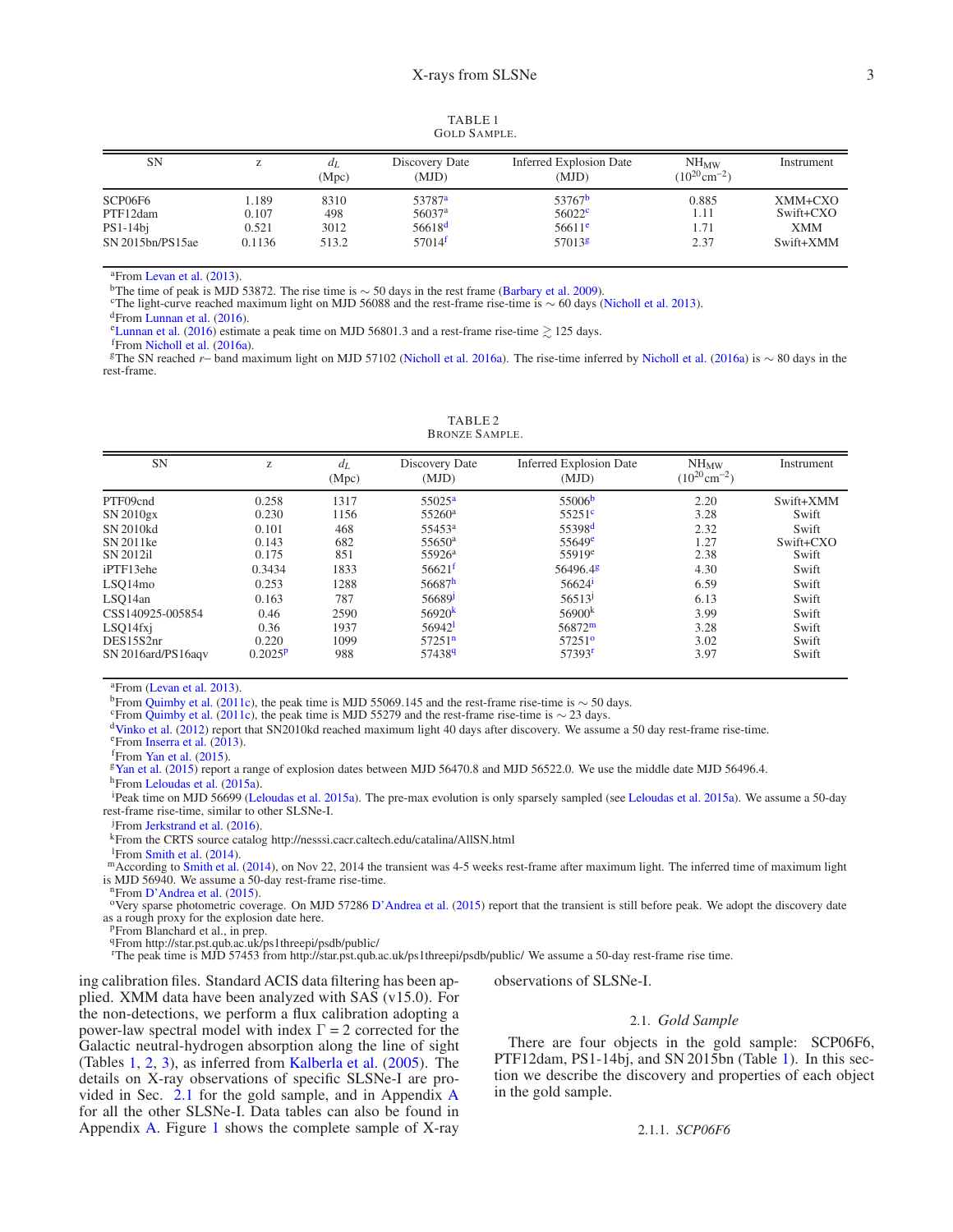TABLE 1
GOLD SAMPLE.

| SN | z | $d_L$ (Mpc) | Discovery Date (MJD) | Inferred Explosion Date (MJD) | $NH_{MW}$ ($10^{20}cm^{-2}$) | Instrument |
|---|---|---|---|---|---|---|
| SCP06F6 | 1.189 | 8310 | 53787[a] | 53767[b] | 0.885 | XMM+CXO |
| PTF12dam | 0.107 | 498 | 56037[a] | 56022[c] | 1.11 | Swift+CXO |
| PS1-14bj | 0.521 | 3012 | 56618[d] | 56611[e] | 1.71 | XMM |
| SN 2015bn/PS15ae | 0.1136 | 513.2 | 57014[f] | 57013[g] | 2.37 | Swift+XMM |

[a]From Levan et al. (2013).
[b]The time of peak is MJD 53872. The rise time is $\sim$ 50 days in the rest frame (Barbary et al. 2009).
[c]The light-curve reached maximum light on MJD 56088 and the rest-frame rise-time is $\sim$ 60 days (Nicholl et al. 2013).
[d]From Lunnan et al. (2016).
[e]Lunnan et al. (2016) estimate a peak time on MJD 56801.3 and a rest-frame rise-time $\gtrsim$ 125 days.
[f]From Nicholl et al. (2016a).
[g]The SN reached $r-$ band maximum light on MJD 57102 (Nicholl et al. 2016a). The rise-time inferred by Nicholl et al. (2016a) is $\sim$ 80 days in the rest-frame.

TABLE 2
BRONZE SAMPLE.

| SN | z | $d_L$ (Mpc) | Discovery Date (MJD) | Inferred Explosion Date (MJD) | $NH_{MW}$ ($10^{20}cm^{-2}$) | Instrument |
|---|---|---|---|---|---|---|
| PTF09cnd | 0.258 | 1317 | 55025[a] | 55006[b] | 2.20 | Swift+XMM |
| SN 2010gx | 0.230 | 1156 | 55260[a] | 55251[c] | 3.28 | Swift |
| SN 2010kd | 0.101 | 468 | 55453[a] | 55398[d] | 2.32 | Swift |
| SN 2011ke | 0.143 | 682 | 55650[a] | 55649[e] | 1.27 | Swift+CXO |
| SN 2012il | 0.175 | 851 | 55926[a] | 55919[e] | 2.38 | Swift |
| iPTF13ehe | 0.3434 | 1833 | 56621[f] | 56496.4[g] | 4.30 | Swift |
| LSQ14mo | 0.253 | 1288 | 56687[h] | 56624[i] | 6.59 | Swift |
| LSQ14an | 0.163 | 787 | 56689[j] | 56513[j] | 6.13 | Swift |
| CSS140925-005854 | 0.46 | 2590 | 56920[k] | 56900[k] | 3.99 | Swift |
| LSQ14fxj | 0.36 | 1937 | 56942[l] | 56872[m] | 3.28 | Swift |
| DES15S2nr | 0.220 | 1099 | 57251[n] | 57251[o] | 3.02 | Swift |
| SN 2016ard/PS16aqv | 0.2025[p] | 988 | 57438[q] | 57393[r] | 3.97 | Swift |

[a]From (Levan et al. 2013).
[b]From Quimby et al. (2011c), the peak time is MJD 55069.145 and the rest-frame rise-time is $\sim$ 50 days.
[c]From Quimby et al. (2011c), the peak time is MJD 55279 and the rest-frame rise-time is $\sim$ 23 days.
[d]Vinko et al. (2012) report that SN2010kd reached maximum light 40 days after discovery. We assume a 50 day rest-frame rise-time.
[e]From Inserra et al. (2013).
[f]From Yan et al. (2015).
[g]Yan et al. (2015) report a range of explosion dates between MJD 56470.8 and MJD 56522.0. We use the middle date MJD 56496.4.
[h]From Leloudas et al. (2015a).
[i]Peak time on MJD 56699 (Leloudas et al. 2015a). The pre-max evolution is only sparsely sampled (see Leloudas et al. 2015a). We assume a 50-day rest-frame rise-time, similar to other SLSNe-I.
[j]From Jerkstrand et al. (2016).
[k]From the CRTS source catalog http://nesssi.cacr.caltech.edu/catalina/AllSN.html
[l]From Smith et al. (2014).
[m]According to Smith et al. (2014), on Nov 22, 2014 the transient was 4-5 weeks rest-frame after maximum light. The inferred time of maximum light is MJD 56940. We assume a 50-day rest-frame rise-time.
[n]From D'Andrea et al. (2015).
[o]Very sparse photometric coverage. On MJD 57286 D'Andrea et al. (2015) report that the transient is still before peak. We adopt the discovery date as a rough proxy for the explosion date here.
[p]From Blanchard et al., in prep.
[q]From http://star.pst.qub.ac.uk/ps1threepi/psdb/public/
[r]The peak time is MJD 57453 from http://star.pst.qub.ac.uk/ps1threepi/psdb/public/ We assume a 50-day rest-frame rise time.

ing calibration files. Standard ACIS data filtering has been applied. XMM data have been analyzed with SAS (v15.0). For the non-detections, we perform a flux calibration adopting a power-law spectral model with index $\Gamma = 2$ corrected for the Galactic neutral-hydrogen absorption along the line of sight (Tables 1, 2, 3), as inferred from Kalberla et al. (2005). The details on X-ray observations of specific SLSNe-I are provided in Sec. 2.1 for the gold sample, and in Appendix A for all the other SLSNe-I. Data tables can also be found in Appendix A. Figure 1 shows the complete sample of X-ray observations of SLSNe-I.

### 2.1. *Gold Sample*

There are four objects in the gold sample: SCP06F6, PTF12dam, PS1-14bj, and SN 2015bn (Table 1). In this section we describe the discovery and properties of each object in the gold sample.

#### 2.1.1. *SCP06F6*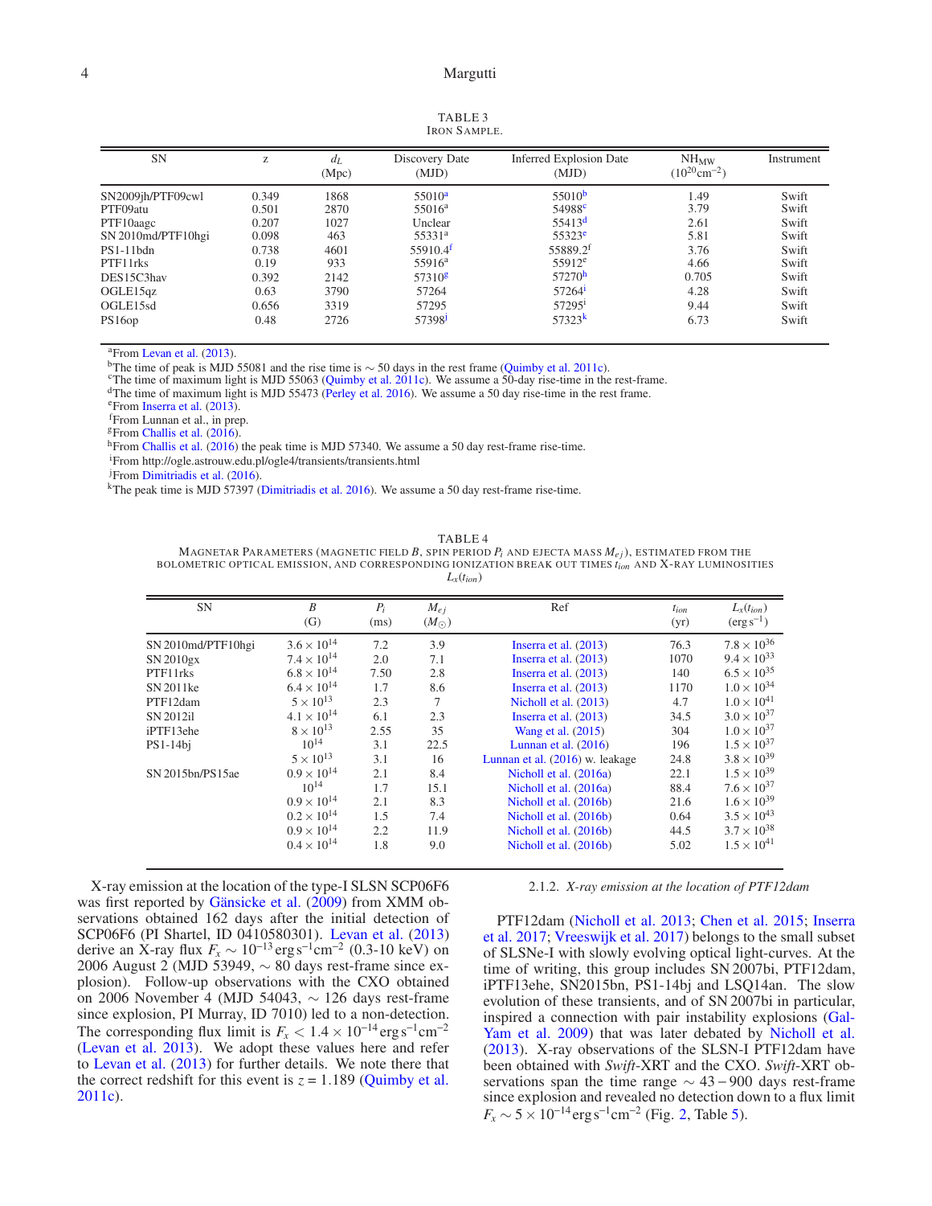TABLE 3
IRON SAMPLE.

| SN | z | $d_L$ (Mpc) | Discovery Date (MJD) | Inferred Explosion Date (MJD) | $NH_{MW}$ ($10^{20}$cm$^{-2}$) | Instrument |
|---|---|---|---|---|---|---|
| SN2009jh/PTF09cwl | 0.349 | 1868 | 55010[a] | 55010[b] | 1.49 | Swift |
| PTF09atu | 0.501 | 2870 | 55016[a] | 54988[c] | 3.79 | Swift |
| PTF10aagc | 0.207 | 1027 | Unclear | 55413[d] | 2.61 | Swift |
| SN 2010md/PTF10hgi | 0.098 | 463 | 55331[a] | 55323[e] | 5.81 | Swift |
| PS1-11bdn | 0.738 | 4601 | 55910.4[f] | 55889.2[f] | 3.76 | Swift |
| PTF11rks | 0.19 | 933 | 55916[a] | 55912[e] | 4.66 | Swift |
| DES15C3hav | 0.392 | 2142 | 57310[g] | 57270[h] | 0.705 | Swift |
| OGLE15qz | 0.63 | 3790 | 57264 | 57264[i] | 4.28 | Swift |
| OGLE15sd | 0.656 | 3319 | 57295 | 57295[i] | 9.44 | Swift |
| PS16op | 0.48 | 2726 | 57398[j] | 57323[k] | 6.73 | Swift |

[a]From Levan et al. (2013).
[b]The time of peak is MJD 55081 and the rise time is ∼ 50 days in the rest frame (Quimby et al. 2011c).
[c]The time of maximum light is MJD 55063 (Quimby et al. 2011c). We assume a 50-day rise-time in the rest-frame.
[d]The time of maximum light is MJD 55473 (Perley et al. 2016). We assume a 50 day rise-time in the rest frame.
[e]From Inserra et al. (2013).
[f]From Lunnan et al., in prep.
[g]From Challis et al. (2016).
[h]From Challis et al. (2016) the peak time is MJD 57340. We assume a 50 day rest-frame rise-time.
[i]From http://ogle.astrouw.edu.pl/ogle4/transients/transients.html
[j]From Dimitriadis et al. (2016).
[k]The peak time is MJD 57397 (Dimitriadis et al. 2016). We assume a 50 day rest-frame rise-time.

TABLE 4
MAGNETAR PARAMETERS (MAGNETIC FIELD $B$, SPIN PERIOD $P_i$ AND EJECTA MASS $M_{ej}$), ESTIMATED FROM THE BOLOMETRIC OPTICAL EMISSION, AND CORRESPONDING IONIZATION BREAK OUT TIMES $t_{ion}$ AND X-RAY LUMINOSITIES $L_x(t_{ion})$

| SN | $B$ (G) | $P_i$ (ms) | $M_{ej}$ ($M_\odot$) | Ref | $t_{ion}$ (yr) | $L_x(t_{ion})$ (erg s$^{-1}$) |
|---|---|---|---|---|---|---|
| SN 2010md/PTF10hgi | $3.6 \times 10^{14}$ | 7.2 | 3.9 | Inserra et al. (2013) | 76.3 | $7.8 \times 10^{36}$ |
| SN 2010gx | $7.4 \times 10^{14}$ | 2.0 | 7.1 | Inserra et al. (2013) | 1070 | $9.4 \times 10^{33}$ |
| PTF11rks | $6.8 \times 10^{14}$ | 7.50 | 2.8 | Inserra et al. (2013) | 140 | $6.5 \times 10^{35}$ |
| SN 2011ke | $6.4 \times 10^{14}$ | 1.7 | 8.6 | Inserra et al. (2013) | 1170 | $1.0 \times 10^{34}$ |
| PTF12dam | $5 \times 10^{13}$ | 2.3 | 7 | Nicholl et al. (2013) | 4.7 | $1.0 \times 10^{41}$ |
| SN 2012il | $4.1 \times 10^{14}$ | 6.1 | 2.3 | Inserra et al. (2013) | 34.5 | $3.0 \times 10^{37}$ |
| iPTF13ehe | $8 \times 10^{13}$ | 2.55 | 35 | Wang et al. (2015) | 304 | $1.0 \times 10^{37}$ |
| PS1-14bj | $10^{14}$ | 3.1 | 22.5 | Lunnan et al. (2016) | 196 | $1.5 \times 10^{37}$ |
| | $5 \times 10^{13}$ | 3.1 | 16 | Lunnan et al. (2016) w. leakage | 24.8 | $3.8 \times 10^{39}$ |
| SN 2015bn/PS15ae | $0.9 \times 10^{14}$ | 2.1 | 8.4 | Nicholl et al. (2016a) | 22.1 | $1.5 \times 10^{39}$ |
| | $10^{14}$ | 1.7 | 15.1 | Nicholl et al. (2016a) | 88.4 | $7.6 \times 10^{37}$ |
| | $0.9 \times 10^{14}$ | 2.1 | 8.3 | Nicholl et al. (2016b) | 21.6 | $1.6 \times 10^{39}$ |
| | $0.2 \times 10^{14}$ | 1.5 | 7.4 | Nicholl et al. (2016b) | 0.64 | $3.5 \times 10^{43}$ |
| | $0.9 \times 10^{14}$ | 2.2 | 11.9 | Nicholl et al. (2016b) | 44.5 | $3.7 \times 10^{38}$ |
| | $0.4 \times 10^{14}$ | 1.8 | 9.0 | Nicholl et al. (2016b) | 5.02 | $1.5 \times 10^{41}$ |

X-ray emission at the location of the type-I SLSN SCP06F6 was first reported by Gänsicke et al. (2009) from XMM observations obtained 162 days after the initial detection of SCP06F6 (PI Shartel, ID 0410580301). Levan et al. (2013) derive an X-ray flux $F_x \sim 10^{-13}\,\rm{erg\,s^{-1}cm^{-2}}$ (0.3-10 keV) on 2006 August 2 (MJD 53949, ∼ 80 days rest-frame since explosion). Follow-up observations with the CXO obtained on 2006 November 4 (MJD 54043, ∼ 126 days rest-frame since explosion, PI Murray, ID 7010) led to a non-detection. The corresponding flux limit is $F_x < 1.4 \times 10^{-14}\,\rm{erg\,s^{-1}cm^{-2}}$ (Levan et al. 2013). We adopt these values here and refer to Levan et al. (2013) for further details. We note there that the correct redshift for this event is $z = 1.189$ (Quimby et al. 2011c).

#### 2.1.2. *X-ray emission at the location of PTF12dam*

PTF12dam (Nicholl et al. 2013; Chen et al. 2015; Inserra et al. 2017; Vreeswijk et al. 2017) belongs to the small subset of SLSNe-I with slowly evolving optical light-curves. At the time of writing, this group includes SN 2007bi, PTF12dam, iPTF13ehe, SN2015bn, PS1-14bj and LSQ14an. The slow evolution of these transients, and of SN 2007bi in particular, inspired a connection with pair instability explosions (Gal-Yam et al. 2009) that was later debated by Nicholl et al. (2013). X-ray observations of the SLSN-I PTF12dam have been obtained with *Swift*-XRT and the CXO. *Swift*-XRT observations span the time range ∼ 43 − 900 days rest-frame since explosion and revealed no detection down to a flux limit $F_x \sim 5 \times 10^{-14}\,\rm{erg\,s^{-1}cm^{-2}}$ (Fig. 2, Table 5).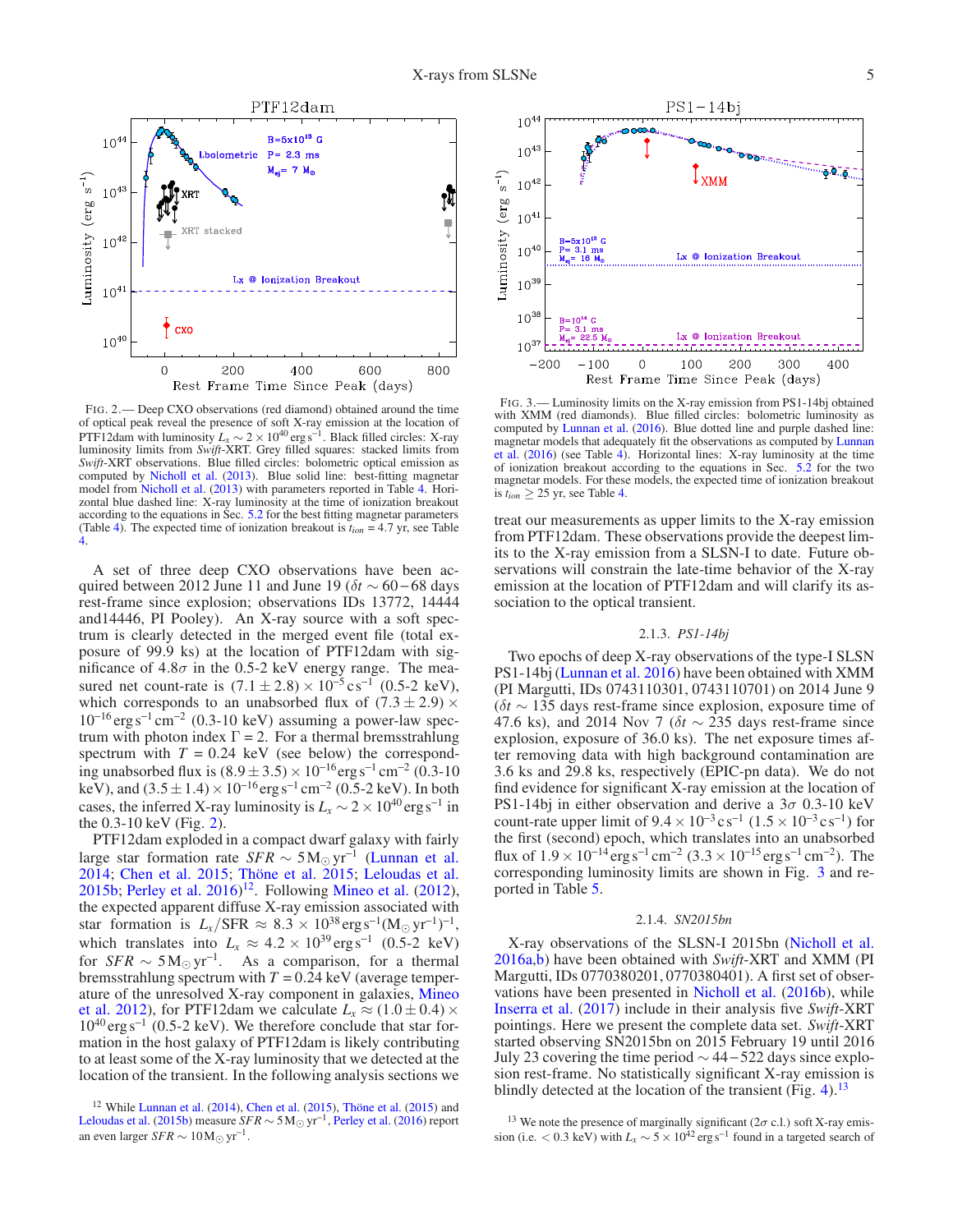FIG. 2.— Deep CXO observations (red diamond) obtained around the time of optical peak reveal the presence of soft X-ray emission at the location of PTF12dam with luminosity $L_x \sim 2\times10^{40}\,\rm{erg\,s^{-1}}$. Black filled circles: X-ray luminosity limits from *Swift*-XRT. Grey filled squares: stacked limits from *Swift*-XRT observations. Blue filled circles: bolometric optical emission as computed by Nicholl et al. (2013). Blue solid line: best-fitting magnetar model from Nicholl et al. (2013) with parameters reported in Table 4. Horizontal blue dashed line: X-ray luminosity at the time of ionization breakout according to the equations in Sec. 5.2 for the best fitting magnetar parameters (Table 4). The expected time of ionization breakout is $t_{ion} = 4.7$ yr, see Table 4.

A set of three deep CXO observations have been acquired between 2012 June 11 and June 19 ($\delta t \sim 60-68$ days rest-frame since explosion; observations IDs 13772, 14444 and14446, PI Pooley). An X-ray source with a soft spectrum is clearly detected in the merged event file (total exposure of 99.9 ks) at the location of PTF12dam with significance of $4.8\sigma$ in the 0.5-2 keV energy range. The measured net count-rate is $(7.1\pm2.8)\times10^{-5}\,\rm{c\,s^{-1}}$ (0.5-2 keV), which corresponds to an unabsorbed flux of $(7.3\pm2.9)\times10^{-16}\,\rm{erg\,s^{-1}cm^{-2}}$ (0.3-10 keV) assuming a power-law spectrum with photon index $\Gamma=2$. For a thermal bremsstrahlung spectrum with $T=0.24$ keV (see below) the corresponding unabsorbed flux is $(8.9\pm3.5)\times10^{-16}\,\rm{erg\,s^{-1}cm^{-2}}$ (0.3-10 keV), and $(3.5\pm1.4)\times10^{-16}\,\rm{erg\,s^{-1}cm^{-2}}$ (0.5-2 keV). In both cases, the inferred X-ray luminosity is $L_x\sim2\times10^{40}\,\rm{erg\,s^{-1}}$ in the 0.3-10 keV (Fig. 2).

PTF12dam exploded in a compact dwarf galaxy with fairly large star formation rate $SFR\sim5\,\rm{M_{\odot}\,yr^{-1}}$ (Lunnan et al. 2014; Chen et al. 2015; Thöne et al. 2015; Leloudas et al. 2015b; Perley et al. 2016)[12]. Following Mineo et al. (2012), the expected apparent diffuse X-ray emission associated with star formation is $L_x/\rm{SFR}\approx 8.3\times10^{38}\,\rm{erg\,s^{-1}(M_{\odot}\,yr^{-1})^{-1}}$, which translates into $L_x\approx4.2\times10^{39}\,\rm{erg\,s^{-1}}$ (0.5-2 keV) for $SFR\sim5\,\rm{M_{\odot}\,yr^{-1}}$. As a comparison, for a thermal bremsstrahlung spectrum with $T=0.24$ keV (average temperature of the unresolved X-ray component in galaxies, Mineo et al. 2012), for PTF12dam we calculate $L_x\approx(1.0\pm0.4)\times10^{40}\,\rm{erg\,s^{-1}}$ (0.5-2 keV). We therefore conclude that star formation in the host galaxy of PTF12dam is likely contributing to at least some of the X-ray luminosity that we detected at the location of the transient. In the following analysis sections we treat our measurements as upper limits to the X-ray emission from PTF12dam. These observations provide the deepest limits to the X-ray emission from a SLSN-I to date. Future observations will constrain the late-time behavior of the X-ray emission at the location of PTF12dam and will clarify its association to the optical transient.

[12] While Lunnan et al. (2014), Chen et al. (2015), Thöne et al. (2015) and Leloudas et al. (2015b) measure $SFR\sim5\,\rm{M_{\odot}\,yr^{-1}}$, Perley et al. (2016) report an even larger $SFR\sim10\,\rm{M_{\odot}\,yr^{-1}}$.

FIG. 3.— Luminosity limits on the X-ray emission from PS1-14bj obtained with XMM (red diamonds). Blue filled circles: bolometric luminosity as computed by Lunnan et al. (2016). Blue dotted line and purple dashed line: magnetar models that adequately fit the observations as computed by Lunnan et al. (2016) (see Table 4). Horizontal lines: X-ray luminosity at the time of ionization breakout according to the equations in Sec. 5.2 for the two magnetar models. For these models, the expected time of ionization breakout is $t_{ion}\geq25$ yr, see Table 4.

### 2.1.3. *PS1-14bj*

Two epochs of deep X-ray observations of the type-I SLSN PS1-14bj (Lunnan et al. 2016) have been obtained with XMM (PI Margutti, IDs 0743110301, 0743110701) on 2014 June 9 ($\delta t\sim135$ days rest-frame since explosion, exposure time of 47.6 ks), and 2014 Nov 7 ($\delta t\sim235$ days rest-frame since explosion, exposure of 36.0 ks). The net exposure times after removing data with high background contamination are 3.6 ks and 29.8 ks, respectively (EPIC-pn data). We do not find evidence for significant X-ray emission at the location of PS1-14bj in either observation and derive a $3\sigma$ 0.3-10 keV count-rate upper limit of $9.4\times10^{-3}\,\rm{c\,s^{-1}}$ ($1.5\times10^{-3}\,\rm{c\,s^{-1}}$) for the first (second) epoch, which translates into an unabsorbed flux of $1.9\times10^{-14}\,\rm{erg\,s^{-1}cm^{-2}}$ ($3.3\times10^{-15}\,\rm{erg\,s^{-1}cm^{-2}}$). The corresponding luminosity limits are shown in Fig. 3 and reported in Table 5.

### 2.1.4. *SN2015bn*

X-ray observations of the SLSN-I 2015bn (Nicholl et al. 2016a,b) have been obtained with *Swift*-XRT and XMM (PI Margutti, IDs 0770380201, 0770380401). A first set of observations have been presented in Nicholl et al. (2016b), while Inserra et al. (2017) include in their analysis five *Swift*-XRT pointings. Here we present the complete data set. *Swift*-XRT started observing SN2015bn on 2015 February 19 until 2016 July 23 covering the time period $\sim44-522$ days since explosion rest-frame. No statistically significant X-ray emission is blindly detected at the location of the transient (Fig. 4).[13]

[13] We note the presence of marginally significant ($2\sigma$ c.l.) soft X-ray emission (i.e. $<0.3$ keV) with $L_x\sim5\times10^{42}\,\rm{erg\,s^{-1}}$ found in a targeted search of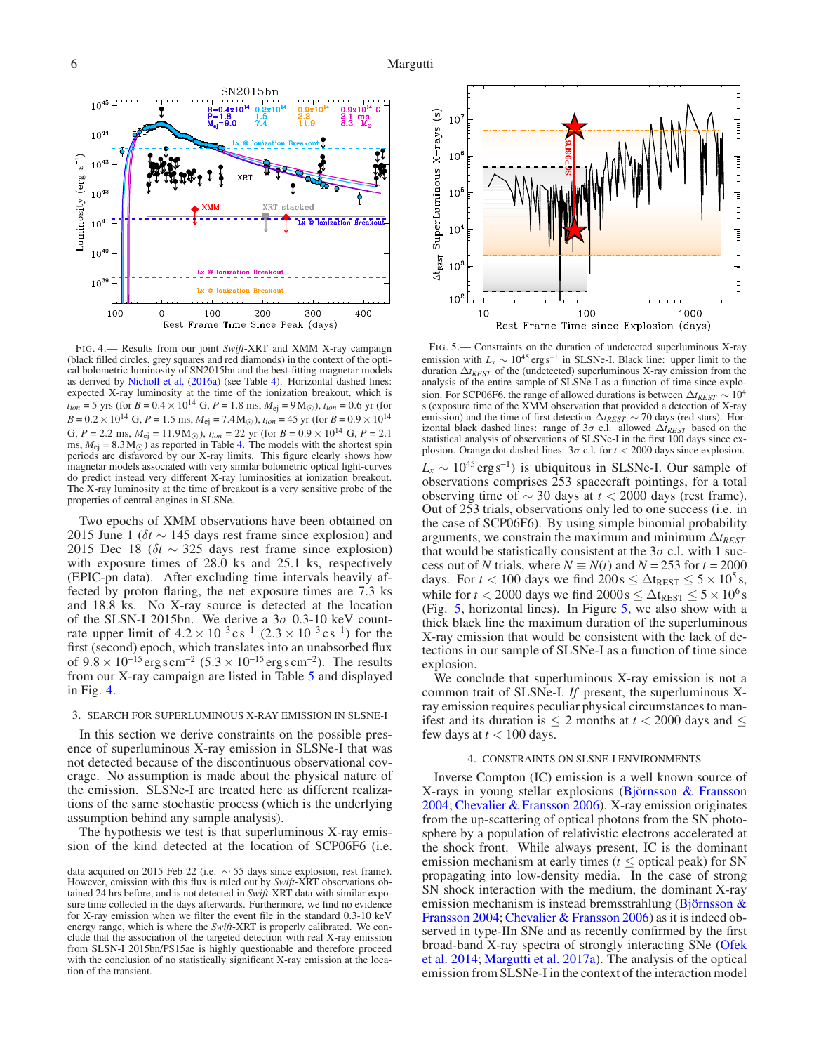FIG. 4.— Results from our joint *Swift*-XRT and XMM X-ray campaign (black filled circles, grey squares and red diamonds) in the context of the optical bolometric luminosity of SN2015bn and the best-fitting magnetar models as derived by Nicholl et al. (2016a) (see Table 4). Horizontal dashed lines: expected X-ray luminosity at the time of the ionization breakout, which is $t_{ion} = 5$ yrs (for $B = 0.4 \times 10^{14}$ G, $P = 1.8$ ms, $M_{ej} = 9\,M_{\odot}$), $t_{ion} = 0.6$ yr (for $B = 0.2 \times 10^{14}$ G, $P = 1.5$ ms, $M_{ej} = 7.4\,M_{\odot}$), $t_{ion} = 45$ yr (for $B = 0.9 \times 10^{14}$ G, $P = 2.2$ ms, $M_{ej} = 11.9\,M_{\odot}$), $t_{ion} = 22$ yr (for $B = 0.9 \times 10^{14}$ G, $P = 2.1$ ms, $M_{ej} = 8.3\,M_{\odot}$) as reported in Table 4. The models with the shortest spin periods are disfavored by our X-ray limits. This figure clearly shows how magnetar models associated with very similar bolometric optical light-curves do predict instead very different X-ray luminosities at ionization breakout. The X-ray luminosity at the time of breakout is a very sensitive probe of the properties of central engines in SLSNe.

Two epochs of XMM observations have been obtained on 2015 June 1 ($\delta t \sim 145$ days rest frame since explosion) and 2015 Dec 18 ($\delta t \sim 325$ days rest frame since explosion) with exposure times of 28.0 ks and 25.1 ks, respectively (EPIC-pn data). After excluding time intervals heavily affected by proton flaring, the net exposure times are 7.3 ks and 18.8 ks. No X-ray source is detected at the location of the SLSN-I 2015bn. We derive a $3\sigma$ 0.3-10 keV count-rate upper limit of $4.2 \times 10^{-3}\,\mathrm{c\,s^{-1}}$ ($2.3 \times 10^{-3}\,\mathrm{c\,s^{-1}}$) for the first (second) epoch, which translates into an unabsorbed flux of $9.8 \times 10^{-15}\,\mathrm{erg\,s\,cm^{-2}}$ ($5.3 \times 10^{-15}\,\mathrm{erg\,s\,cm^{-2}}$). The results from our X-ray campaign are listed in Table 5 and displayed in Fig. 4.

## 3. SEARCH FOR SUPERLUMINOUS X-RAY EMISSION IN SLSNE-I

In this section we derive constraints on the possible presence of superluminous X-ray emission in SLSNe-I that was not detected because of the discontinuous observational coverage. No assumption is made about the physical nature of the emission. SLSNe-I are treated here as different realizations of the same stochastic process (which is the underlying assumption behind any sample analysis).

The hypothesis we test is that superluminous X-ray emission of the kind detected at the location of SCP06F6 (i.e. $L_x \sim 10^{45}\,\mathrm{erg\,s^{-1}}$) is ubiquitous in SLSNe-I. Our sample of observations comprises 253 spacecraft pointings, for a total observing time of $\sim 30$ days at $t < 2000$ days (rest frame). Out of 253 trials, observations only led to one success (i.e. in the case of SCP06F6). By using simple binomial probability arguments, we constrain the maximum and minimum $\Delta t_{REST}$ that would be statistically consistent at the $3\sigma$ c.l. with 1 success out of $N$ trials, where $N \equiv N(t)$ and $N = 253$ for $t = 2000$ days. For $t < 100$ days we find $200\,\mathrm{s} \leq \Delta t_{\rm REST} \leq 5 \times 10^5\,\mathrm{s}$, while for $t < 2000$ days we find $2000\,\mathrm{s} \leq \Delta t_{\rm REST} \leq 5 \times 10^6\,\mathrm{s}$ (Fig. 5, horizontal lines). In Figure 5, we also show with a thick black line the maximum duration of the superluminous X-ray emission that would be consistent with the lack of detections in our sample of SLSNe-I as a function of time since explosion.

We conclude that superluminous X-ray emission is not a common trait of SLSNe-I. *If* present, the superluminous X-ray emission requires peculiar physical circumstances to manifest and its duration is $\leq 2$ months at $t < 2000$ days and $\leq$ few days at $t < 100$ days.

data acquired on 2015 Feb 22 (i.e. $\sim 55$ days since explosion, rest frame). However, emission with this flux is ruled out by *Swift*-XRT observations obtained 24 hrs before, and is not detected in *Swift*-XRT data with similar exposure time collected in the days afterwards. Furthermore, we find no evidence for X-ray emission when we filter the event file in the standard 0.3-10 keV energy range, which is where the *Swift*-XRT is properly calibrated. We conclude that the association of the targeted detection with real X-ray emission from SLSN-I 2015bn/PS15ae is highly questionable and therefore proceed with the conclusion of no statistically significant X-ray emission at the location of the transient.

FIG. 5.— Constraints on the duration of undetected superluminous X-ray emission with $L_x \sim 10^{45}\,\mathrm{erg\,s^{-1}}$ in SLSNe-I. Black line: upper limit to the duration $\Delta t_{REST}$ of the (undetected) superluminous X-ray emission from the analysis of the entire sample of SLSNe-I as a function of time since explosion. For SCP06F6, the range of allowed durations is between $\Delta t_{REST} \sim 10^4$ s (exposure time of the XMM observation that provided a detection of X-ray emission) and the time of first detection $\Delta t_{REST} \sim 70$ days (red stars). Horizontal black dashed lines: range of $3\sigma$ c.l. allowed $\Delta t_{REST}$ based on the statistical analysis of observations of SLSNe-I in the first 100 days since explosion. Orange dot-dashed lines: $3\sigma$ c.l. for $t < 2000$ days since explosion.

## 4. CONSTRAINTS ON SLSNE-I ENVIRONMENTS

Inverse Compton (IC) emission is a well known source of X-rays in young stellar explosions (Björnsson & Fransson 2004; Chevalier & Fransson 2006). X-ray emission originates from the up-scattering of optical photons from the SN photosphere by a population of relativistic electrons accelerated at the shock front. While always present, IC is the dominant emission mechanism at early times ($t \leq$ optical peak) for SN propagating into low-density media. In the case of strong SN shock interaction with the medium, the dominant X-ray emission mechanism is instead bremsstrahlung (Björnsson & Fransson 2004; Chevalier & Fransson 2006) as it is indeed observed in type-IIn SNe and as recently confirmed by the first broad-band X-ray spectra of strongly interacting SNe (Ofek et al. 2014; Margutti et al. 2017a). The analysis of the optical emission from SLSNe-I in the context of the interaction model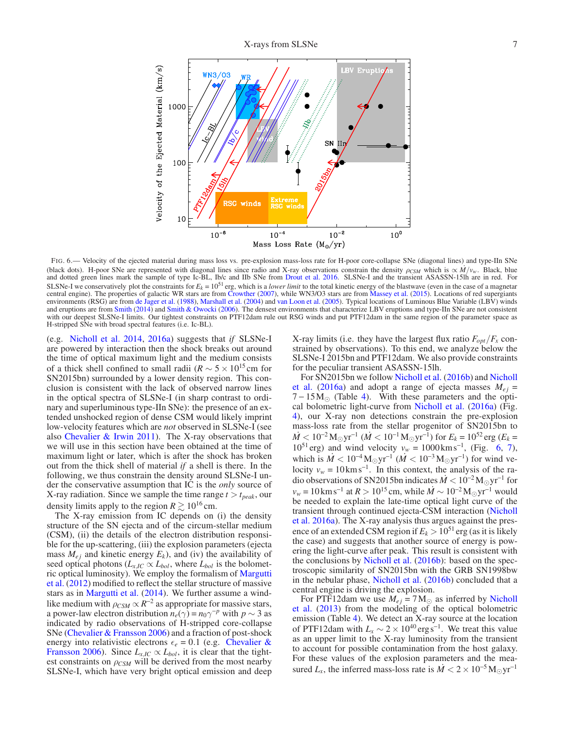FIG. 6.— Velocity of the ejected material during mass loss vs. pre-explosion mass-loss rate for H-poor core-collapse SNe (diagonal lines) and type-IIn SNe (black dots). H-poor SNe are represented with diagonal lines since radio and X-ray observations constrain the density $\rho_{CSM}$ which is $\propto \dot{M}/v_w$. Black, blue and dotted green lines mark the sample of type Ic-BL, Ib/c and IIb SNe from Drout et al. 2016. SLSNe-I and the transient ASASSN-15lh are in red. For SLSNe-I we conservatively plot the constraints for $E_k = 10^{51}$ erg, which is a *lower limit* to the total kinetic energy of the blastwave (even in the case of a magnetar central engine). The properties of galactic WR stars are from Crowther (2007), while WN3/O3 stars are from Massey et al. (2015). Locations of red supergiants environments (RSG) are from de Jager et al. (1988), Marshall et al. (2004) and van Loon et al. (2005). Typical locations of Luminous Blue Variable (LBV) winds and eruptions are from Smith (2014) and Smith & Owocki (2006). The densest environments that characterize LBV eruptions and type-IIn SNe are not consistent with our deepest SLSNe-I limits. Our tightest constraints on PTF12dam rule out RSG winds and put PTF12dam in the same region of the parameter space as H-stripped SNe with broad spectral features (i.e. Ic-BL).

(e.g. Nicholl et al. 2014, 2016a) suggests that *if* SLSNe-I are powered by interaction then the shock breaks out around the time of optical maximum light and the medium consists of a thick shell confined to small radii ($R \sim 5 \times 10^{15}$ cm for SN2015bn) surrounded by a lower density region. This conclusion is consistent with the lack of observed narrow lines in the optical spectra of SLSNe-I (in sharp contrast to ordinary and superluminous type-IIn SNe): the presence of an extended unshocked region of dense CSM would likely imprint low-velocity features which are *not* observed in SLSNe-I (see also Chevalier & Irwin 2011). The X-ray observations that we will use in this section have been obtained at the time of maximum light or later, which is after the shock has broken out from the thick shell of material *if* a shell is there. In the following, we thus constrain the density around SLSNe-I under the conservative assumption that IC is the *only* source of X-ray radiation. Since we sample the time range $t > t_{peak}$, our density limits apply to the region $R \gtrsim 10^{16}$ cm.

The X-ray emission from IC depends on (i) the density structure of the SN ejecta and of the circum-stellar medium (CSM), (ii) the details of the electron distribution responsible for the up-scattering, (iii) the explosion parameters (ejecta mass $M_{ej}$ and kinetic energy $E_k$), and (iv) the availability of seed optical photons ($L_{x,IC} \propto L_{bol}$, where $L_{bol}$ is the bolometric optical luminosity). We employ the formalism of Margutti et al. (2012) modified to reflect the stellar structure of massive stars as in Margutti et al. (2014). We further assume a wind-like medium with $\rho_{CSM} \propto R^{-2}$ as appropriate for massive stars, a power-law electron distribution $n_e(\gamma) = n_0 \gamma^{-p}$ with $p \sim 3$ as indicated by radio observations of H-stripped core-collapse SNe (Chevalier & Fransson 2006) and a fraction of post-shock energy into relativistic electrons $\epsilon_e = 0.1$ (e.g. Chevalier & Fransson 2006). Since $L_{x,IC} \propto L_{bol}$, it is clear that the tightest constraints on $\rho_{CSM}$ will be derived from the most nearby SLSNe-I, which have very bright optical emission and deep X-ray limits (i.e. they have the largest flux ratio $F_{opt}/F_x$ constrained by observations). To this end, we analyze below the SLSNe-I 2015bn and PTF12dam. We also provide constraints for the peculiar transient ASASSN-15lh.

For SN2015bn we follow Nicholl et al. (2016b) and Nicholl et al. (2016a) and adopt a range of ejecta masses $M_{ej} = 7-15\,M_{\odot}$ (Table 4). With these parameters and the optical bolometric light-curve from Nicholl et al. (2016a) (Fig. 4), our X-ray non detections constrain the pre-explosion mass-loss rate from the stellar progenitor of SN2015bn to $\dot{M} < 10^{-2}\,M_{\odot}\mathrm{yr}^{-1}$ ($\dot{M} < 10^{-1}\,M_{\odot}\mathrm{yr}^{-1}$) for $E_k = 10^{52}$ erg ($E_k = 10^{51}$ erg) and wind velocity $v_w = 1000\,\mathrm{km\,s^{-1}}$, (Fig. 6, 7), which is $\dot{M} < 10^{-4}\,M_{\odot}\mathrm{yr}^{-1}$ ($\dot{M} < 10^{-3}\,M_{\odot}\mathrm{yr}^{-1}$) for wind velocity $v_w = 10\,\mathrm{km\,s^{-1}}$. In this context, the analysis of the radio observations of SN2015bn indicates $\dot{M} < 10^{-2}\,M_{\odot}\mathrm{yr}^{-1}$ for $v_w = 10\,\mathrm{km\,s^{-1}}$ at $R > 10^{15}$ cm, while $\dot{M} \sim 10^{-2}\,M_{\odot}\mathrm{yr}^{-1}$ would be needed to explain the late-time optical light curve of the transient through continued ejecta-CSM interaction (Nicholl et al. 2016a). The X-ray analysis thus argues against the presence of an extended CSM region if $E_k > 10^{51}$ erg (as it is likely the case) and suggests that another source of energy is powering the light-curve after peak. This result is consistent with the conclusions by Nicholl et al. (2016b): based on the spectroscopic similarity of SN2015bn with the GRB SN1998bw in the nebular phase, Nicholl et al. (2016b) concluded that a central engine is driving the explosion.

For PTF12dam we use $M_{ej} = 7\,M_{\odot}$ as inferred by Nicholl et al. (2013) from the modeling of the optical bolometric emission (Table 4). We detect an X-ray source at the location of PTF12dam with $L_x \sim 2 \times 10^{40}\,\mathrm{erg\,s^{-1}}$. We treat this value as an upper limit to the X-ray luminosity from the transient to account for possible contamination from the host galaxy. For these values of the explosion parameters and the measured $L_x$, the inferred mass-loss rate is $\dot{M} < 2 \times 10^{-5}\,M_{\odot}\mathrm{yr}^{-1}$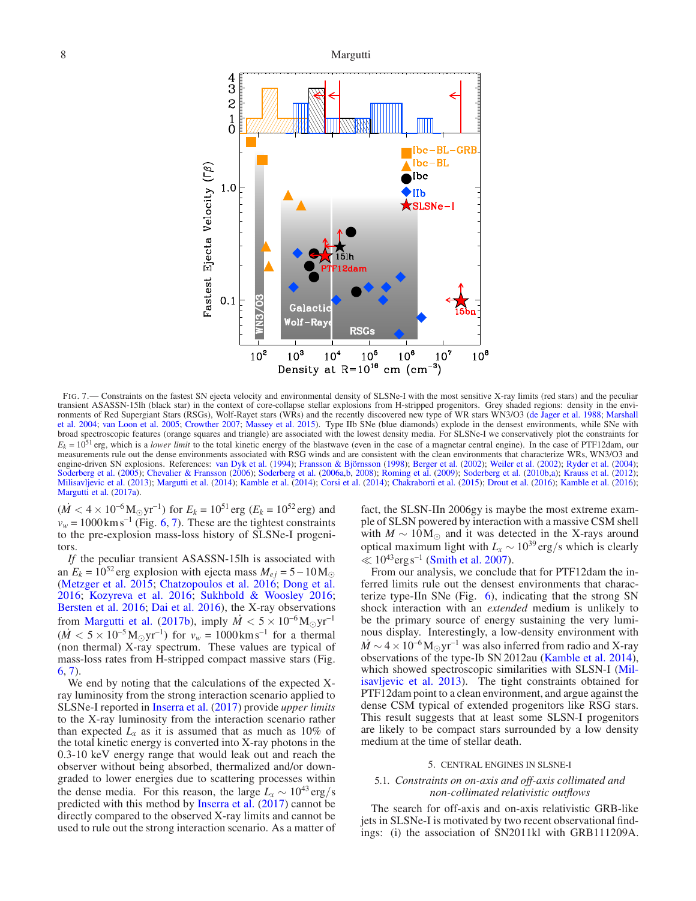FIG. 7.— Constraints on the fastest SN ejecta velocity and environmental density of SLSNe-I with the most sensitive X-ray limits (red stars) and the peculiar transient ASASSN-15lh (black star) in the context of core-collapse stellar explosions from H-stripped progenitors. Grey shaded regions: density in the environments of Red Supergiant Stars (RSGs), Wolf-Rayet stars (WRs) and the recently discovered new type of WR stars WN3/O3 (de Jager et al. 1988; Marshall et al. 2004; van Loon et al. 2005; Crowther 2007; Massey et al. 2015). Type IIb SNe (blue diamonds) explode in the densest environments, while SNe with broad spectroscopic features (orange squares and triangle) are associated with the lowest density media. For SLSNe-I we conservatively plot the constraints for $E_k = 10^{51}$ erg, which is a *lower limit* to the total kinetic energy of the blastwave (even in the case of a magnetar central engine). In the case of PTF12dam, our measurements rule out the dense environments associated with RSG winds and are consistent with the clean environments that characterize WRs, WN3/O3 and engine-driven SN explosions. References: van Dyk et al. (1994); Fransson & Björnsson (1998); Berger et al. (2002); Weiler et al. (2002); Ryder et al. (2004); Soderberg et al. (2005); Chevalier & Fransson (2006); Soderberg et al. (2006a,b, 2008); Roming et al. (2009); Soderberg et al. (2010b,a); Krauss et al. (2012); Milisavljevic et al. (2013); Margutti et al. (2014); Kamble et al. (2014); Corsi et al. (2014); Chakraborti et al. (2015); Drout et al. (2016); Kamble et al. (2016); Margutti et al. (2017a).

($\dot{M} < 4\times10^{-6}\,\mathrm{M_\odot yr^{-1}}$) for $E_k = 10^{51}$ erg ($E_k = 10^{52}$ erg) and $v_w = 1000\,\mathrm{km\,s^{-1}}$ (Fig. 6, 7). These are the tightest constraints to the pre-explosion mass-loss history of SLSNe-I progenitors.

*If* the peculiar transient ASASSN-15lh is associated with an $E_k = 10^{52}$ erg explosion with ejecta mass $M_{ej} = 5-10\,\mathrm{M_\odot}$ (Metzger et al. 2015; Chatzopoulos et al. 2016; Dong et al. 2016; Kozyreva et al. 2016; Sukhbold & Woosley 2016; Bersten et al. 2016; Dai et al. 2016), the X-ray observations from Margutti et al. (2017b), imply $\dot{M} < 5\times10^{-6}\,\mathrm{M_\odot yr^{-1}}$ ($\dot{M} < 5\times10^{-5}\,\mathrm{M_\odot yr^{-1}}$) for $v_w = 1000\,\mathrm{km\,s^{-1}}$ for a thermal (non thermal) X-ray spectrum. These values are typical of mass-loss rates from H-stripped compact massive stars (Fig. 6, 7).

We end by noting that the calculations of the expected X-ray luminosity from the strong interaction scenario applied to SLSNe-I reported in Inserra et al. (2017) provide *upper limits* to the X-ray luminosity from the interaction scenario rather than expected $L_x$ as it is assumed that as much as 10% of the total kinetic energy is converted into X-ray photons in the 0.3-10 keV energy range that would leak out and reach the observer without being absorbed, thermalized and/or downgraded to lower energies due to scattering processes within the dense media. For this reason, the large $L_x \sim 10^{43}\,\mathrm{erg/s}$ predicted with this method by Inserra et al. (2017) cannot be directly compared to the observed X-ray limits and cannot be used to rule out the strong interaction scenario. As a matter of fact, the SLSN-IIn 2006gy is maybe the most extreme example of SLSN powered by interaction with a massive CSM shell with $M \sim 10\,\mathrm{M_\odot}$ and it was detected in the X-rays around optical maximum light with $L_x \sim 10^{39}\,\mathrm{erg/s}$ which is clearly $\ll 10^{43}\,\mathrm{erg\,s^{-1}}$ (Smith et al. 2007).

From our analysis, we conclude that for PTF12dam the inferred limits rule out the densest environments that characterize type-IIn SNe (Fig. 6), indicating that the strong SN shock interaction with an *extended* medium is unlikely to be the primary source of energy sustaining the very luminous display. Interestingly, a low-density environment with $\dot{M} \sim 4\times10^{-6}\,\mathrm{M_\odot yr^{-1}}$ was also inferred from radio and X-ray observations of the type-Ib SN 2012au (Kamble et al. 2014), which showed spectroscopic similarities with SLSN-I (Milisavljevic et al. 2013). The tight constraints obtained for PTF12dam point to a clean environment, and argue against the dense CSM typical of extended progenitors like RSG stars. This result suggests that at least some SLSN-I progenitors are likely to be compact stars surrounded by a low density medium at the time of stellar death.

## 5. CENTRAL ENGINES IN SLSNE-I

### 5.1. *Constraints on on-axis and off-axis collimated and non-collimated relativistic outflows*

The search for off-axis and on-axis relativistic GRB-like jets in SLSNe-I is motivated by two recent observational findings: (i) the association of SN2011kl with GRB111209A.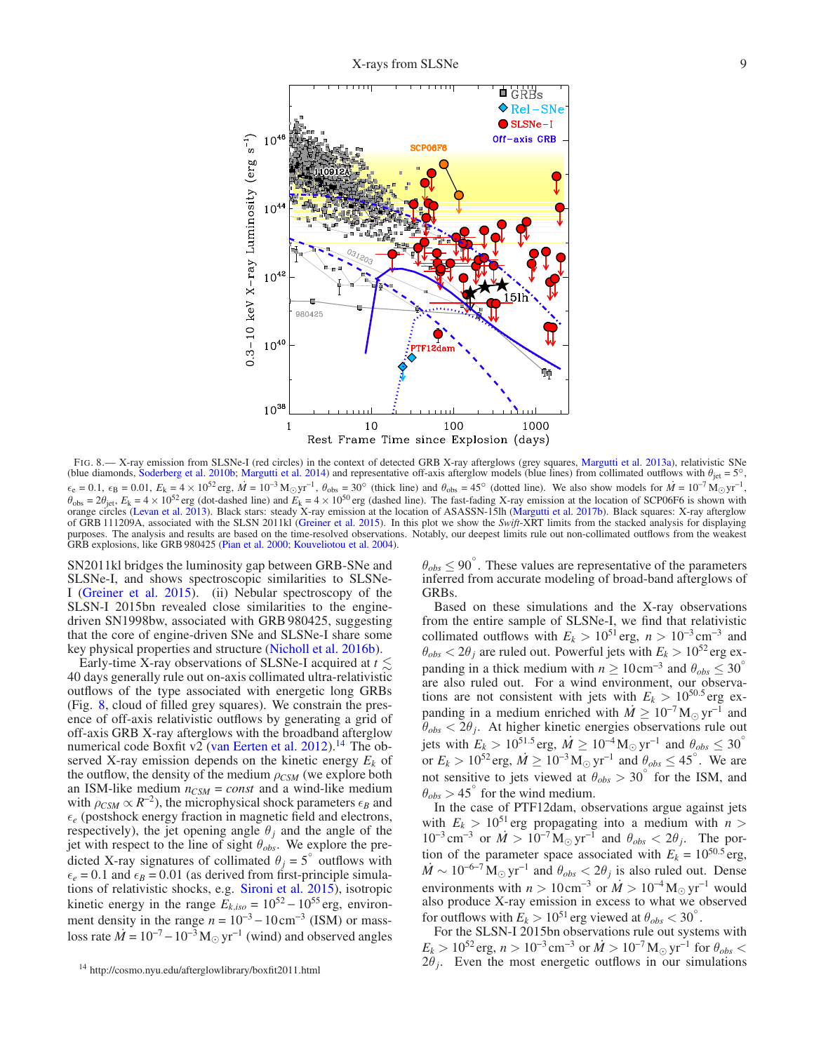FIG. 8.— X-ray emission from SLSNe-I (red circles) in the context of detected GRB X-ray afterglows (grey squares, Margutti et al. 2013a), relativistic SNe (blue diamonds, Soderberg et al. 2010b; Margutti et al. 2014) and representative off-axis afterglow models (blue lines) from collimated outflows with $\theta_{\rm jet} = 5^{\circ}$, $\epsilon_e = 0.1$, $\epsilon_B = 0.01$, $E_k = 4\times10^{52}$ erg, $\dot{M} = 10^{-3}\,\rm M_{\odot}\,yr^{-1}$, $\theta_{\rm obs} = 30^{\circ}$ (thick line) and $\theta_{\rm obs} = 45^{\circ}$ (dotted line). We also show models for $\dot{M} = 10^{-7}\,\rm M_{\odot}\,yr^{-1}$, $\theta_{\rm obs} = 2\theta_{\rm jet}$, $E_k = 4\times10^{52}$ erg (dot-dashed line) and $E_k = 4\times10^{50}$ erg (dashed line). The fast-fading X-ray emission at the location of SCP06F6 is shown with orange circles (Levan et al. 2013). Black stars: steady X-ray emission at the location of ASASSN-15lh (Margutti et al. 2017b). Black squares: X-ray afterglow of GRB 111209A, associated with the SLSN 2011kl (Greiner et al. 2015). In this plot we show the *Swift*-XRT limits from the stacked analysis for displaying purposes. The analysis and results are based on the time-resolved observations. Notably, our deepest limits rule out non-collimated outflows from the weakest GRB explosions, like GRB 980425 (Pian et al. 2000; Kouveliotou et al. 2004).

SN2011kl bridges the luminosity gap between GRB-SNe and SLSNe-I, and shows spectroscopic similarities to SLSNe-I (Greiner et al. 2015). (ii) Nebular spectroscopy of the SLSN-I 2015bn revealed close similarities to the engine-driven SN1998bw, associated with GRB 980425, suggesting that the core of engine-driven SNe and SLSNe-I share some key physical properties and structure (Nicholl et al. 2016b).

Early-time X-ray observations of SLSNe-I acquired at $t \lesssim 40$ days generally rule out on-axis collimated ultra-relativistic outflows of the type associated with energetic long GRBs (Fig. 8, cloud of filled grey squares). We constrain the presence of off-axis relativistic outflows by generating a grid of off-axis GRB X-ray afterglows with the broadband afterglow numerical code Boxfit v2 (van Eerten et al. 2012).[14] The observed X-ray emission depends on the kinetic energy $E_k$ of the outflow, the density of the medium $\rho_{CSM}$ (we explore both an ISM-like medium $n_{CSM} = const$ and a wind-like medium with $\rho_{CSM} \propto R^{-2}$), the microphysical shock parameters $\epsilon_B$ and $\epsilon_e$ (postshock energy fraction in magnetic field and electrons, respectively), the jet opening angle $\theta_j$ and the angle of the jet with respect to the line of sight $\theta_{obs}$. We explore the predicted X-ray signatures of collimated $\theta_j = 5^{\circ}$ outflows with $\epsilon_e = 0.1$ and $\epsilon_B = 0.01$ (as derived from first-principle simulations of relativistic shocks, e.g. Sironi et al. 2015), isotropic kinetic energy in the range $E_{k,iso} = 10^{52} - 10^{55}$ erg, environment density in the range $n = 10^{-3} - 10\,\rm cm^{-3}$ (ISM) or mass-loss rate $\dot{M} = 10^{-7} - 10^{-3}\,\rm M_{\odot}\,yr^{-1}$ (wind) and observed angles $\theta_{obs} \leq 90^{\circ}$. These values are representative of the parameters inferred from accurate modeling of broad-band afterglows of GRBs.

[14] http://cosmo.nyu.edu/afterglowlibrary/boxfit2011.html

Based on these simulations and the X-ray observations from the entire sample of SLSNe-I, we find that relativistic collimated outflows with $E_k > 10^{51}$ erg, $n > 10^{-3}\,\rm cm^{-3}$ and $\theta_{obs} < 2\theta_j$ are ruled out. Powerful jets with $E_k > 10^{52}$ erg expanding in a thick medium with $n \geq 10\,\rm cm^{-3}$ and $\theta_{obs} \leq 30^{\circ}$ are also ruled out. For a wind environment, our observations are not consistent with jets with $E_k > 10^{50.5}$ erg expanding in a medium enriched with $\dot{M} \geq 10^{-7}\,\rm M_{\odot}\,yr^{-1}$ and $\theta_{obs} < 2\theta_j$. At higher kinetic energies observations rule out jets with $E_k > 10^{51.5}$ erg, $\dot{M} \geq 10^{-4}\,\rm M_{\odot}\,yr^{-1}$ and $\theta_{obs} \leq 30^{\circ}$ or $E_k > 10^{52}$ erg, $\dot{M} \geq 10^{-3}\,\rm M_{\odot}\,yr^{-1}$ and $\theta_{obs} \leq 45^{\circ}$. We are not sensitive to jets viewed at $\theta_{obs} > 30^{\circ}$ for the ISM, and $\theta_{obs} > 45^{\circ}$ for the wind medium.

In the case of PTF12dam, observations argue against jets with $E_k > 10^{51}$ erg propagating into a medium with $n > 10^{-3}\,\rm cm^{-3}$ or $\dot{M} > 10^{-7}\,\rm M_{\odot}\,yr^{-1}$ and $\theta_{obs} < 2\theta_j$. The portion of the parameter space associated with $E_k = 10^{50.5}$ erg, $\dot{M} \sim 10^{-6-7}\,\rm M_{\odot}\,yr^{-1}$ and $\theta_{obs} < 2\theta_j$ is also ruled out. Dense environments with $n > 10\,\rm cm^{-3}$ or $\dot{M} > 10^{-4}\,\rm M_{\odot}\,yr^{-1}$ would also produce X-ray emission in excess to what we observed for outflows with $E_k > 10^{51}$ erg viewed at $\theta_{obs} < 30^{\circ}$.

For the SLSN-I 2015bn observations rule out systems with $E_k > 10^{52}$ erg, $n > 10^{-3}\,\rm cm^{-3}$ or $\dot{M} > 10^{-7}\,\rm M_{\odot}\,yr^{-1}$ for $\theta_{obs} < 2\theta_j$. Even the most energetic outflows in our simulations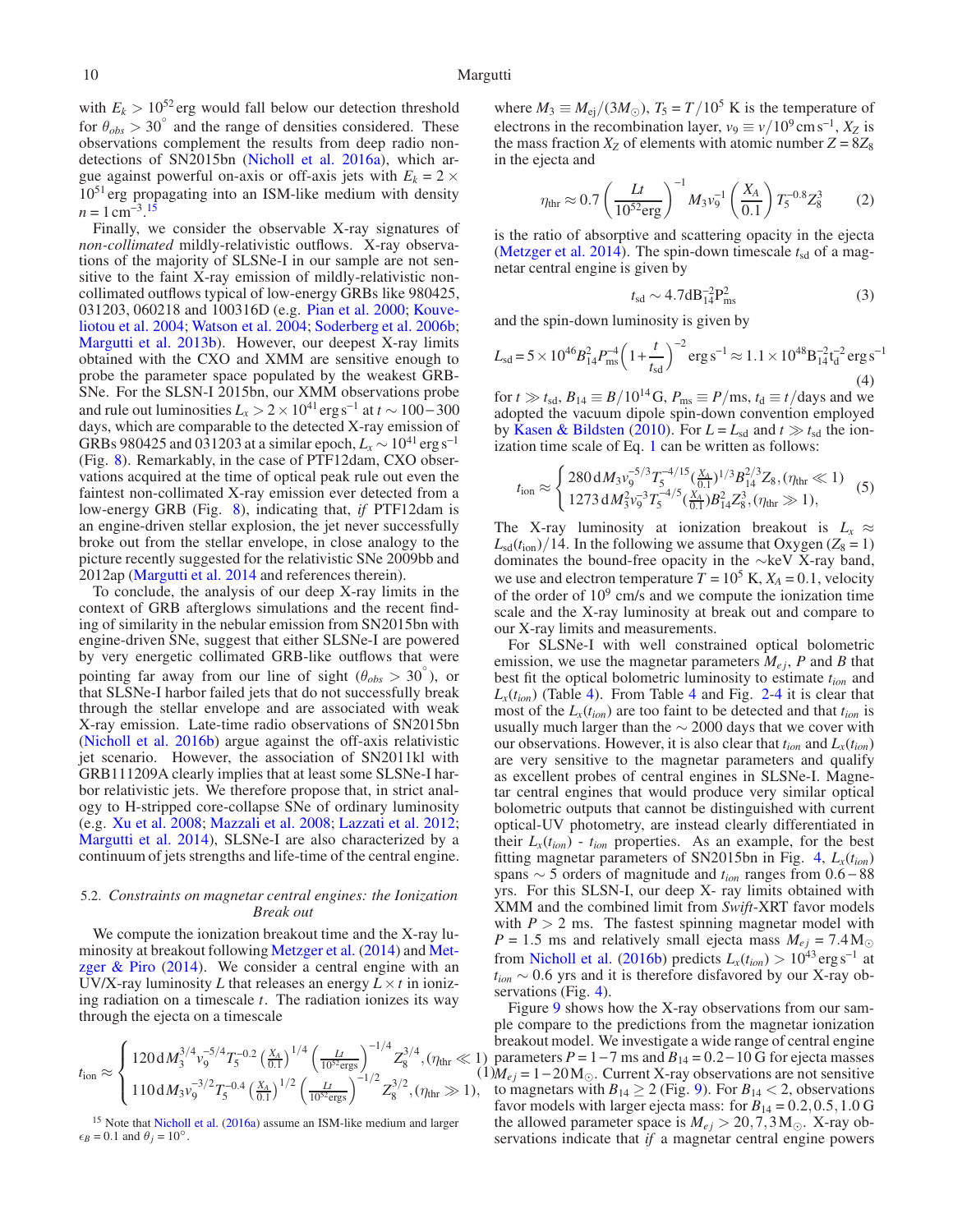with $E_k > 10^{52}$ erg would fall below our detection threshold for $\theta_{obs} > 30^{\circ}$ and the range of densities considered. These observations complement the results from deep radio non-detections of SN2015bn (Nicholl et al. 2016a), which argue against powerful on-axis or off-axis jets with $E_k = 2 \times 10^{51}$ erg propagating into an ISM-like medium with density $n = 1\,\mathrm{cm}^{-3}$.[15]

Finally, we consider the observable X-ray signatures of *non-collimated* mildly-relativistic outflows. X-ray observations of the majority of SLSNe-I in our sample are not sensitive to the faint X-ray emission of mildly-relativistic non-collimated outflows typical of low-energy GRBs like 980425, 031203, 060218 and 100316D (e.g. Pian et al. 2000; Kouveliotou et al. 2004; Watson et al. 2004; Soderberg et al. 2006b; Margutti et al. 2013b). However, our deepest X-ray limits obtained with the CXO and XMM are sensitive enough to probe the parameter space populated by the weakest GRB-SNe. For the SLSN-I 2015bn, our XMM observations probe and rule out luminosities $L_x > 2 \times 10^{41}\,\mathrm{erg\,s^{-1}}$ at $t \sim 100-300$ days, which are comparable to the detected X-ray emission of GRBs 980425 and 031203 at a similar epoch, $L_x \sim 10^{41}\,\mathrm{erg\,s^{-1}}$ (Fig. 8). Remarkably, in the case of PTF12dam, CXO observations acquired at the time of optical peak rule out even the faintest non-collimated X-ray emission ever detected from a low-energy GRB (Fig. 8), indicating that, *if* PTF12dam is an engine-driven stellar explosion, the jet never successfully broke out from the stellar envelope, in close analogy to the picture recently suggested for the relativistic SNe 2009bb and 2012ap (Margutti et al. 2014 and references therein).

To conclude, the analysis of our deep X-ray limits in the context of GRB afterglows simulations and the recent finding of similarity in the nebular emission from SN2015bn with engine-driven SNe, suggest that either SLSNe-I are powered by very energetic collimated GRB-like outflows that were pointing far away from our line of sight ($\theta_{obs} > 30^{\circ}$), or that SLSNe-I harbor failed jets that do not successfully break through the stellar envelope and are associated with weak X-ray emission. Late-time radio observations of SN2015bn (Nicholl et al. 2016b) argue against the off-axis relativistic jet scenario. However, the association of SN2011kl with GRB111209A clearly implies that at least some SLSNe-I harbor relativistic jets. We therefore propose that, in strict analogy to H-stripped core-collapse SNe of ordinary luminosity (e.g. Xu et al. 2008; Mazzali et al. 2008; Lazzati et al. 2012; Margutti et al. 2014), SLSNe-I are also characterized by a continuum of jets strengths and life-time of the central engine.

### 5.2. *Constraints on magnetar central engines: the Ionization Break out*

We compute the ionization breakout time and the X-ray luminosity at breakout following Metzger et al. (2014) and Metzger & Piro (2014). We consider a central engine with an UV/X-ray luminosity $L$ that releases an energy $L \times t$ in ionizing radiation on a timescale $t$. The radiation ionizes its way through the ejecta on a timescale

$$
t_{\rm ion} \approx \begin{cases} 120\,\mathrm{d}\, M_3^{3/4} v_9^{-5/4} T_5^{-0.2} \left(\frac{X_A}{0.1}\right)^{1/4} \left(\frac{Lt}{10^{52}\mathrm{ergs}}\right)^{-1/4} Z_8^{3/4}, (\eta_{\rm thr} \ll 1) \\ 110\,\mathrm{d}\, M_3 v_9^{-3/2} T_5^{-0.4} \left(\frac{X_A}{0.1}\right)^{1/2} \left(\frac{Lt}{10^{52}\mathrm{ergs}}\right)^{-1/2} Z_8^{3/2}, (\eta_{\rm thr} \gg 1), \end{cases} \quad (1)
$$

where $M_3 \equiv M_{\rm ej}/(3M_{\odot})$, $T_5 = T/10^5$ K is the temperature of electrons in the recombination layer, $v_9 \equiv v/10^9\,\mathrm{cm\,s^{-1}}$, $X_Z$ is the mass fraction $X_Z$ of elements with atomic number $Z = 8Z_8$ in the ejecta and

$$
\eta_{\rm thr} \approx 0.7 \left(\frac{Lt}{10^{52}\mathrm{erg}}\right)^{-1} M_3 v_9^{-1} \left(\frac{X_A}{0.1}\right) T_5^{-0.8} Z_8^3 \quad (2)
$$

is the ratio of absorptive and scattering opacity in the ejecta (Metzger et al. 2014). The spin-down timescale $t_{\rm sd}$ of a magnetar central engine is given by

$$
t_{\rm sd} \sim 4.7\mathrm{d} B_{14}^{-2} P_{\rm ms}^2 \quad (3)
$$

and the spin-down luminosity is given by

$$
L_{\rm sd} = 5\times10^{46} B_{14}^2 P_{\rm ms}^{-4} \left(1+\frac{t}{t_{\rm sd}}\right)^{-2} \mathrm{erg\,s^{-1}} \approx 1.1\times10^{48} B_{14}^{-2} t_{\rm d}^{-2}\,\mathrm{erg\,s^{-1}} \quad (4)
$$

for $t \gg t_{\rm sd}$, $B_{14} \equiv B/10^{14}$G, $P_{\rm ms} \equiv P/\mathrm{ms}$, $t_{\rm d} \equiv t/\mathrm{days}$ and we adopted the vacuum dipole spin-down convention employed by Kasen & Bildsten (2010). For $L = L_{\rm sd}$ and $t \gg t_{\rm sd}$ the ionization time scale of Eq. 1 can be written as follows:

$$
t_{\rm ion} \approx \begin{cases} 280\,\mathrm{d}\, M_3 v_9^{-5/3} T_5^{-4/15} (\frac{X_A}{0.1})^{1/3} B_{14}^{2/3} Z_8, (\eta_{\rm thr} \ll 1) \\ 1273\,\mathrm{d}\, M_3^2 v_9^{-3} T_5^{-4/5} (\frac{X_A}{0.1}) B_{14}^2 Z_8^3, (\eta_{\rm thr} \gg 1), \end{cases} \quad (5)
$$

The X-ray luminosity at ionization breakout is $L_x \approx L_{\rm sd}(t_{\rm ion})/14$. In the following we assume that Oxygen ($Z_8 = 1$) dominates the bound-free opacity in the $\sim$keV X-ray band, we use and electron temperature $T = 10^5$ K, $X_A = 0.1$, velocity of the order of $10^9$ cm/s and we compute the ionization time scale and the X-ray luminosity at break out and compare to our X-ray limits and measurements.

For SLSNe-I with well constrained optical bolometric emission, we use the magnetar parameters $M_{ej}$, $P$ and $B$ that best fit the optical bolometric luminosity to estimate $t_{ion}$ and $L_x(t_{ion})$ (Table 4) and Fig. 2-4 it is clear that most of the $L_x(t_{ion})$ are too faint to be detected and that $t_{ion}$ is usually much larger than the $\sim 2000$ days that we cover with our observations. However, it is also clear that $t_{ion}$ and $L_x(t_{ion})$ are very sensitive to the magnetar parameters and qualify as excellent probes of central engines in SLSNe-I. Magnetar central engines that would produce very similar optical bolometric outputs that cannot be distinguished with current optical-UV photometry, are instead clearly differentiated in their $L_x(t_{ion})$ - $t_{ion}$ properties. As an example, for the best fitting magnetar parameters of SN2015bn in Fig. 4, $L_x(t_{ion})$ spans $\sim 5$ orders of magnitude and $t_{ion}$ ranges from $0.6-88$ yrs. For this SLSN-I, our deep X- ray limits obtained with XMM and the combined limit from *Swift*-XRT favor models with $P > 2$ ms. The fastest spinning magnetar model with $P = 1.5$ ms and relatively small ejecta mass $M_{ej} = 7.4\,\mathrm{M}_{\odot}$ from Nicholl et al. (2016b) predicts $L_x(t_{ion}) > 10^{43}\,\mathrm{erg\,s^{-1}}$ at $t_{ion} \sim 0.6$ yrs and it is therefore disfavored by our X-ray observations (Fig. 4).

Figure 9 shows how the X-ray observations from our sample compare to the predictions from the magnetar ionization breakout model. We investigate a wide range of central engine parameters $P = 1-7$ ms and $B_{14} = 0.2-10$ G for ejecta masses $M_{ej} = 1-20\,\mathrm{M}_{\odot}$. Current X-ray observations are not sensitive to magnetars with $B_{14} \geq 2$ (Fig. 9). For $B_{14} < 2$, observations favor models with larger ejecta mass: for $B_{14} = 0.2, 0.5, 1.0$ G the allowed parameter space is $M_{ej} > 20, 7, 3\,\mathrm{M}_{\odot}$. X-ray observations indicate that *if* a magnetar central engine powers

[15] Note that Nicholl et al. (2016a) assume an ISM-like medium and larger $\epsilon_B = 0.1$ and $\theta_j = 10^{\circ}$.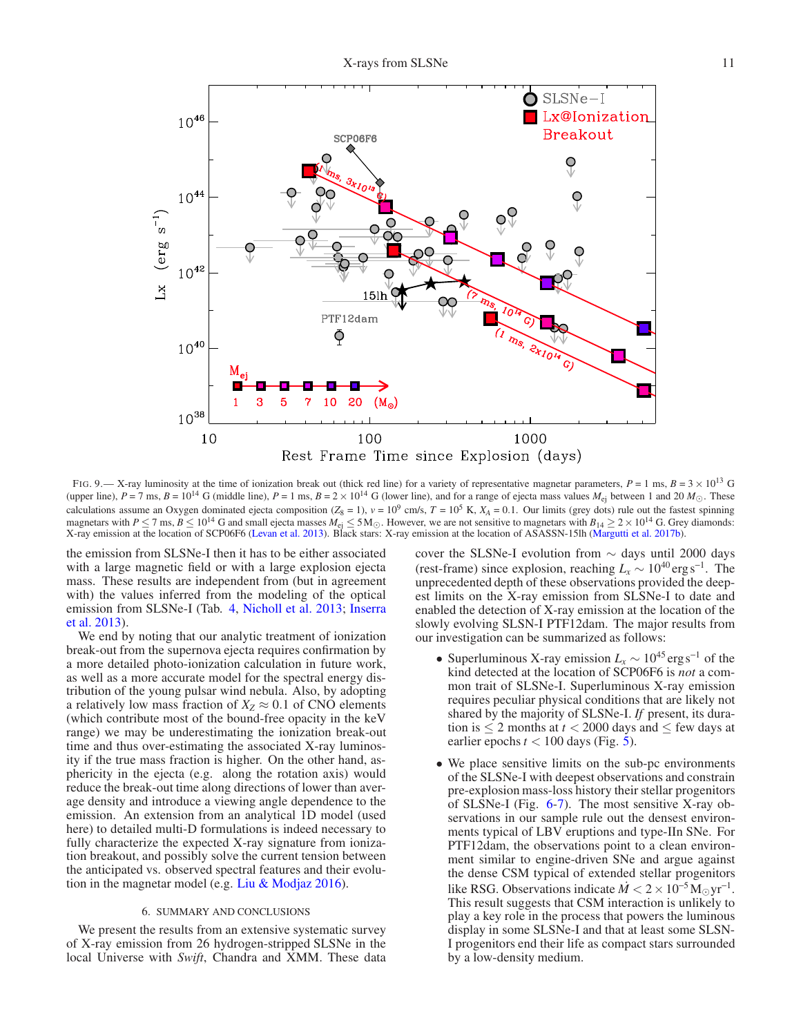FIG. 9.— X-ray luminosity at the time of ionization break out (thick red line) for a variety of representative magnetar parameters, $P$ = 1 ms, $B = 3 \times 10^{13}$ G (upper line), $P$ = 7 ms, $B = 10^{14}$ G (middle line), $P$ = 1 ms, $B = 2 \times 10^{14}$ G (lower line), and for a range of ejecta mass values $M_{\rm ej}$ between 1 and 20 $M_{\odot}$. These calculations assume an Oxygen dominated ejecta composition ($Z_8 = 1$), $v = 10^9$ cm/s, $T = 10^5$ K, $X_A = 0.1$. Our limits (grey dots) rule out the fastest spinning magnetars with $P \leq 7$ ms, $B \leq 10^{14}$ G and small ejecta masses $M_{\rm ej} \leq 5\,{\rm M}_{\odot}$. However, we are not sensitive to magnetars with $B_{14} \geq 2 \times 10^{14}$ G. Grey diamonds: X-ray emission at the location of SCP06F6 (Levan et al. 2013). Black stars: X-ray emission at the location of ASASSN-15lh (Margutti et al. 2017b).

the emission from SLSNe-I then it has to be either associated with a large magnetic field or with a large explosion ejecta mass. These results are independent from (but in agreement with) the values inferred from the modeling of the optical emission from SLSNe-I (Tab. 4, Nicholl et al. 2013; Inserra et al. 2013).

We end by noting that our analytic treatment of ionization break-out from the supernova ejecta requires confirmation by a more detailed photo-ionization calculation in future work, as well as a more accurate model for the spectral energy distribution of the young pulsar wind nebula. Also, by adopting a relatively low mass fraction of $X_Z \approx 0.1$ of CNO elements (which contribute most of the bound-free opacity in the keV range) we may be underestimating the ionization break-out time and thus over-estimating the associated X-ray luminosity if the true mass fraction is higher. On the other hand, asphericity in the ejecta (e.g. along the rotation axis) would reduce the break-out time along directions of lower than average density and introduce a viewing angle dependence to the emission. An extension from an analytical 1D model (used here) to detailed multi-D formulations is indeed necessary to fully characterize the expected X-ray signature from ionization breakout, and possibly solve the current tension between the anticipated vs. observed spectral features and their evolution in the magnetar model (e.g. Liu & Modjaz 2016).

## 6. SUMMARY AND CONCLUSIONS

We present the results from an extensive systematic survey of X-ray emission from 26 hydrogen-stripped SLSNe in the local Universe with *Swift*, Chandra and XMM. These data cover the SLSNe-I evolution from $\sim$ days until 2000 days (rest-frame) since explosion, reaching $L_x \sim 10^{40}\,{\rm erg\,s^{-1}}$. The unprecedented depth of these observations provided the deepest limits on the X-ray emission from SLSNe-I to date and enabled the detection of X-ray emission at the location of the slowly evolving SLSN-I PTF12dam. The major results from our investigation can be summarized as follows:

- Superluminous X-ray emission $L_x \sim 10^{45}\,{\rm erg\,s^{-1}}$ of the kind detected at the location of SCP06F6 is *not* a common trait of SLSNe-I. Superluminous X-ray emission requires peculiar physical conditions that are likely not shared by the majority of SLSNe-I. *If* present, its duration is $\leq 2$ months at $t < 2000$ days and $\leq$ few days at earlier epochs $t < 100$ days (Fig. 5).
- We place sensitive limits on the sub-pc environments of the SLSNe-I with deepest observations and constrain pre-explosion mass-loss history their stellar progenitors of SLSNe-I (Fig. 6-7). The most sensitive X-ray observations in our sample rule out the densest environments typical of LBV eruptions and type-IIn SNe. For PTF12dam, the observations point to a clean environment similar to engine-driven SNe and argue against the dense CSM typical of extended stellar progenitors like RSG. Observations indicate $\dot{M} < 2 \times 10^{-5}\,{\rm M_{\odot}\,yr^{-1}}$. This result suggests that CSM interaction is unlikely to play a key role in the process that powers the luminous display in some SLSNe-I and that at least some SLSN-I progenitors end their life as compact stars surrounded by a low-density medium.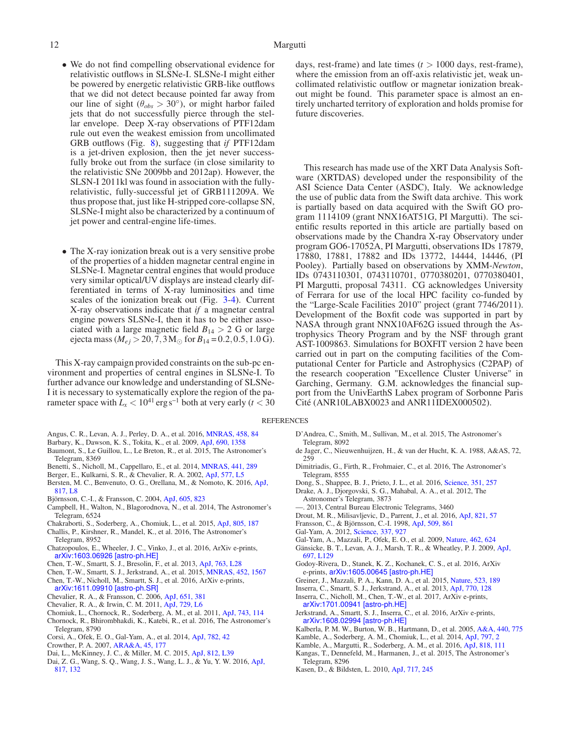- We do not find compelling observational evidence for relativistic outflows in SLSNe-I. SLSNe-I might either be powered by energetic relativistic GRB-like outflows that we did not detect because pointed far away from our line of sight ($\theta_{obs} > 30^{\circ}$), or might harbor failed jets that do not successfully pierce through the stellar envelope. Deep X-ray observations of PTF12dam rule out even the weakest emission from uncollimated GRB outflows (Fig. 8), suggesting that *if* PTF12dam is a jet-driven explosion, then the jet never successfully broke out from the surface (in close similarity to the relativistic SNe 2009bb and 2012ap). However, the SLSN-I 2011kl was found in association with the fully-relativistic, fully-successful jet of GRB111209A. We thus propose that, just like H-stripped core-collapse SN, SLSNe-I might also be characterized by a continuum of jet power and central-engine life-times.

- The X-ray ionization break out is a very sensitive probe of the properties of a hidden magnetar central engine in SLSNe-I. Magnetar central engines that would produce very similar optical/UV displays are instead clearly differentiated in terms of X-ray luminosities and time scales of the ionization break out (Fig. 3-4). Current X-ray observations indicate that *if* a magnetar central engine powers SLSNe-I, then it has to be either associated with a large magnetic field $B_{14} > 2$ G or large ejecta mass ($M_{ej} > 20, 7, 3\,\mathrm{M}_{\odot}$ for $B_{14} = 0.2, 0.5, 1.0$ G).

This X-ray campaign provided constraints on the sub-pc environment and properties of central engines in SLSNe-I. To further advance our knowledge and understanding of SLSNe-I it is necessary to systematically explore the region of the parameter space with $L_x < 10^{41}\,\mathrm{erg\,s^{-1}}$ both at very early ($t < 30$ days, rest-frame) and late times ($t > 1000$ days, rest-frame), where the emission from an off-axis relativistic jet, weak uncollimated relativistic outflow or magnetar ionization breakout might be found. This parameter space is almost an entirely uncharted territory of exploration and holds promise for future discoveries.

This research has made use of the XRT Data Analysis Software (XRTDAS) developed under the responsibility of the ASI Science Data Center (ASDC), Italy. We acknowledge the use of public data from the Swift data archive. This work is partially based on data acquired with the Swift GO program 1114109 (grant NNX16AT51G, PI Margutti). The scientific results reported in this article are partially based on observations made by the Chandra X-ray Observatory under program GO6-17052A, PI Margutti, observations IDs 17879, 17880, 17881, 17882 and IDs 13772, 14444, 14446, (PI Pooley). Partially based on observations by XMM-*Newton*, IDs 0743110301, 0743110701, 0770380201, 0770380401, PI Margutti, proposal 74311. CG acknowledges University of Ferrara for use of the local HPC facility co-funded by the "Large-Scale Facilities 2010" project (grant 7746/2011). Development of the Boxfit code was supported in part by NASA through grant NNX10AF62G issued through the Astrophysics Theory Program and by the NSF through grant AST-1009863. Simulations for BOXFIT version 2 have been carried out in part on the computing facilities of the Computational Center for Particle and Astrophysics (C2PAP) of the research cooperation "Excellence Cluster Universe" in Garching, Germany. G.M. acknowledges the financial support from the UnivEarthS Labex program of Sorbonne Paris Cité (ANR10LABX0023 and ANR11IDEX000502).

## REFERENCES

Angus, C. R., Levan, A. J., Perley, D. A., et al. 2016, MNRAS, 458, 84
Barbary, K., Dawson, K. S., Tokita, K., et al. 2009, ApJ, 690, 1358
Baumont, S., Le Guillou, L., Le Breton, R., et al. 2015, The Astronomer's Telegram, 8369
Benetti, S., Nicholl, M., Cappellaro, E., et al. 2014, MNRAS, 441, 289
Berger, E., Kulkarni, S. R., & Chevalier, R. A. 2002, ApJ, 577, L5
Bersten, M. C., Benvenuto, O. G., Orellana, M., & Nomoto, K. 2016, ApJ, 817, L8
Björnsson, C.-I., & Fransson, C. 2004, ApJ, 605, 823
Campbell, H., Walton, N., Blagorodnova, N., et al. 2014, The Astronomer's Telegram, 6524
Chakraborti, S., Soderberg, A., Chomiuk, L., et al. 2015, ApJ, 805, 187
Challis, P., Kirshner, R., Mandel, K., et al. 2016, The Astronomer's Telegram, 8952
Chatzopoulos, E., Wheeler, J. C., Vinko, J., et al. 2016, ArXiv e-prints, arXiv:1603.06926 [astro-ph.HE]
Chen, T.-W., Smartt, S. J., Bresolin, F., et al. 2013, ApJ, 763, L28
Chen, T.-W., Smartt, S. J., Jerkstrand, A., et al. 2015, MNRAS, 452, 1567
Chen, T.-W., Nicholl, M., Smartt, S. J., et al. 2016, ArXiv e-prints, arXiv:1611.09910 [astro-ph.SR]
Chevalier, R. A., & Fransson, C. 2006, ApJ, 651, 381
Chevalier, R. A., & Irwin, C. M. 2011, ApJ, 729, L6
Chomiuk, L., Chornock, R., Soderberg, A. M., et al. 2011, ApJ, 743, 114
Chornock, R., Bhirombhakdi, K., Katebi, R., et al. 2016, The Astronomer's Telegram, 8790
Corsi, A., Ofek, E. O., Gal-Yam, A., et al. 2014, ApJ, 782, 42
Crowther, P. A. 2007, ARA&A, 45, 177
Dai, L., McKinney, J. C., & Miller, M. C. 2015, ApJ, 812, L39
Dai, Z. G., Wang, S. Q., Wang, J. S., Wang, L. J., & Yu, Y. W. 2016, ApJ, 817, 132
D'Andrea, C., Smith, M., Sullivan, M., et al. 2015, The Astronomer's Telegram, 8092
de Jager, C., Nieuwenhuijzen, H., & van der Hucht, K. A. 1988, A&AS, 72, 259
Dimitriadis, G., Firth, R., Frohmaier, C., et al. 2016, The Astronomer's Telegram, 8555
Dong, S., Shappee, B. J., Prieto, J. L., et al. 2016, Science, 351, 257
Drake, A. J., Djorgovski, S. G., Mahabal, A. A., et al. 2012, The Astronomer's Telegram, 3873
—. 2013, Central Bureau Electronic Telegrams, 3460
Drout, M. R., Milisavljevic, D., Parrent, J., et al. 2016, ApJ, 821, 57
Fransson, C., & Björnsson, C.-I. 1998, ApJ, 509, 861
Gal-Yam, A. 2012, Science, 337, 927
Gal-Yam, A., Mazzali, P., Ofek, E. O., et al. 2009, Nature, 462, 624
Gänsicke, B. T., Levan, A. J., Marsh, T. R., & Wheatley, P. J. 2009, ApJ, 697, L129
Godoy-Rivera, D., Stanek, K. Z., Kochanek, C. S., et al. 2016, ArXiv e-prints, arXiv:1605.00645 [astro-ph.HE]
Greiner, J., Mazzali, P. A., Kann, D. A., et al. 2015, Nature, 523, 189
Inserra, C., Smartt, S. J., Jerkstrand, A., et al. 2013, ApJ, 770, 128
Inserra, C., Nicholl, M., Chen, T.-W., et al. 2017, ArXiv e-prints, arXiv:1701.00941 [astro-ph.HE]
Jerkstrand, A., Smartt, S. J., Inserra, C., et al. 2016, ArXiv e-prints, arXiv:1608.02994 [astro-ph.HE]
Kalberla, P. M. W., Burton, W. B., Hartmann, D., et al. 2005, A&A, 440, 775
Kamble, A., Soderberg, A. M., Chomiuk, L., et al. 2014, ApJ, 797, 2
Kamble, A., Margutti, R., Soderberg, A. M., et al. 2016, ApJ, 818, 111
Kangas, T., Dennefeld, M., Harmanen, J., et al. 2015, The Astronomer's Telegram, 8296
Kasen, D., & Bildsten, L. 2010, ApJ, 717, 245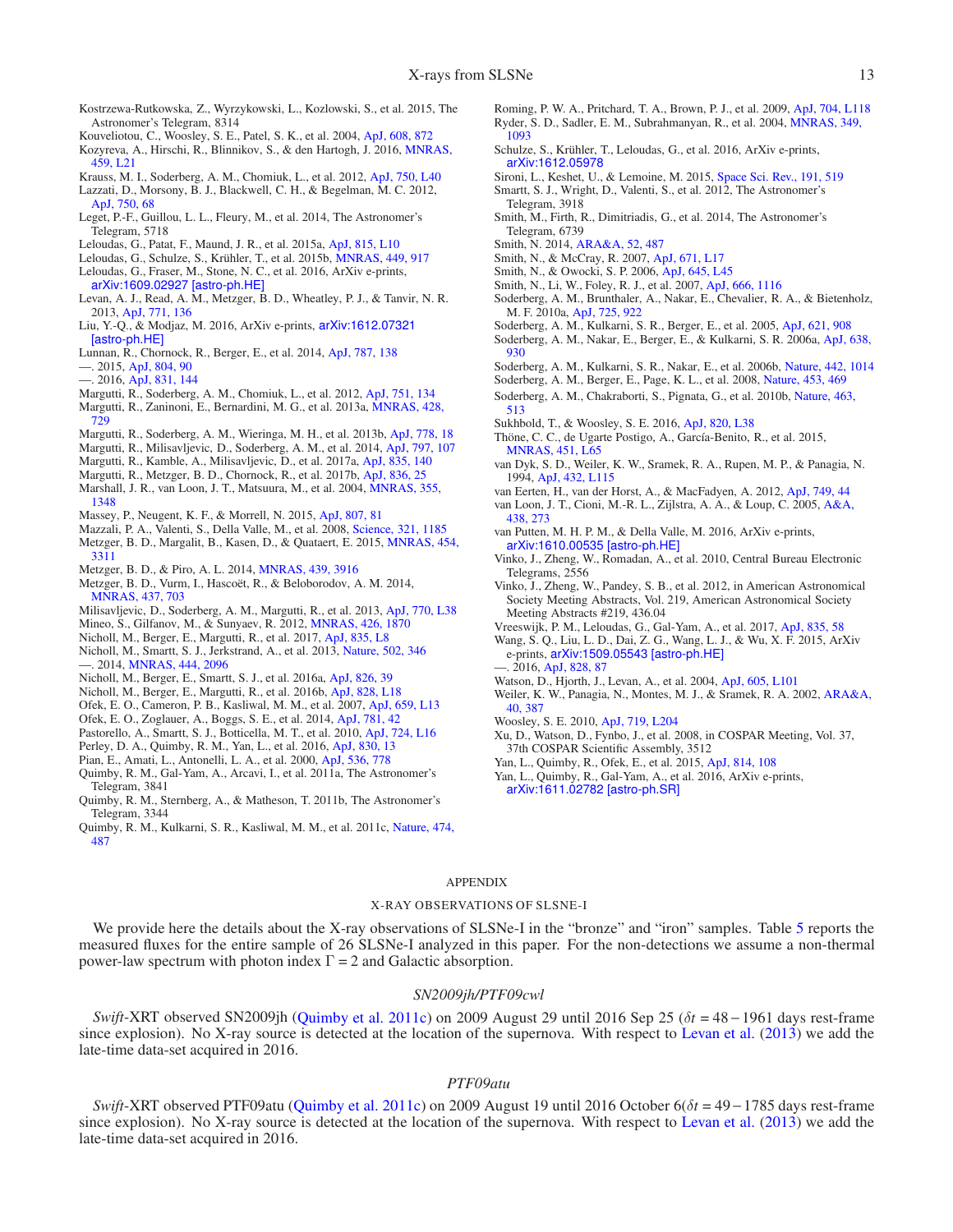Kostrzewa-Rutkowska, Z., Wyrzykowski, L., Kozlowski, S., et al. 2015, The Astronomer's Telegram, 8314
Kouveliotou, C., Woosley, S. E., Patel, S. K., et al. 2004, ApJ, 608, 872
Kozyreva, A., Hirschi, R., Blinnikov, S., & den Hartogh, J. 2016, MNRAS, 459, L21
Krauss, M. I., Soderberg, A. M., Chomiuk, L., et al. 2012, ApJ, 750, L40
Lazzati, D., Morsony, B. J., Blackwell, C. H., & Begelman, M. C. 2012, ApJ, 750, 68
Leget, P.-F., Guillou, L. L., Fleury, M., et al. 2014, The Astronomer's Telegram, 5718
Leloudas, G., Patat, F., Maund, J. R., et al. 2015a, ApJ, 815, L10
Leloudas, G., Schulze, S., Krühler, T., et al. 2015b, MNRAS, 449, 917
Leloudas, G., Fraser, M., Stone, N. C., et al. 2016, ArXiv e-prints, arXiv:1609.02927 [astro-ph.HE]
Levan, A. J., Read, A. M., Metzger, B. D., Wheatley, P. J., & Tanvir, N. R. 2013, ApJ, 771, 136
Liu, Y.-Q., & Modjaz, M. 2016, ArXiv e-prints, arXiv:1612.07321 [astro-ph.HE]
Lunnan, R., Chornock, R., Berger, E., et al. 2014, ApJ, 787, 138
—. 2015, ApJ, 804, 90
—. 2016, ApJ, 831, 144
Margutti, R., Soderberg, A. M., Chomiuk, L., et al. 2012, ApJ, 751, 134
Margutti, R., Zaninoni, E., Bernardini, M. G., et al. 2013a, MNRAS, 428, 729
Margutti, R., Soderberg, A. M., Wieringa, M. H., et al. 2013b, ApJ, 778, 18
Margutti, R., Milisavljevic, D., Soderberg, A. M., et al. 2014, ApJ, 797, 107
Margutti, R., Kamble, A., Milisavljevic, D., et al. 2017a, ApJ, 835, 140
Margutti, R., Metzger, B. D., Chornock, R., et al. 2017b, ApJ, 836, 25
Marshall, J. R., van Loon, J. T., Matsuura, M., et al. 2004, MNRAS, 355, 1348
Massey, P., Neugent, K. F., & Morrell, N. 2015, ApJ, 807, 81
Mazzali, P. A., Valenti, S., Della Valle, M., et al. 2008, Science, 321, 1185
Metzger, B. D., Margalit, B., Kasen, D., & Quataert, E. 2015, MNRAS, 454, 3311
Metzger, B. D., & Piro, A. L. 2014, MNRAS, 439, 3916
Metzger, B. D., Vurm, I., Hascoët, R., & Beloborodov, A. M. 2014, MNRAS, 437, 703
Milisavljevic, D., Soderberg, A. M., Margutti, R., et al. 2013, ApJ, 770, L38
Mineo, S., Gilfanov, M., & Sunyaev, R. 2012, MNRAS, 426, 1870
Nicholl, M., Berger, E., Margutti, R., et al. 2017, ApJ, 835, L8
Nicholl, M., Smartt, S. J., Jerkstrand, A., et al. 2013, Nature, 502, 346
—. 2014, MNRAS, 444, 2096
Nicholl, M., Berger, E., Smartt, S. J., et al. 2016a, ApJ, 826, 39
Nicholl, M., Berger, E., Margutti, R., et al. 2016b, ApJ, 828, L18
Ofek, E. O., Cameron, P. B., Kasliwal, M. M., et al. 2007, ApJ, 659, L13
Ofek, E. O., Zoglauer, A., Boggs, S. E., et al. 2014, ApJ, 781, 42
Pastorello, A., Smartt, S. J., Botticella, M. T., et al. 2010, ApJ, 724, L16
Perley, D. A., Quimby, R. M., Yan, L., et al. 2016, ApJ, 830, 13
Pian, E., Amati, L., Antonelli, L. A., et al. 2000, ApJ, 536, 778
Quimby, R. M., Gal-Yam, A., Arcavi, I., et al. 2011a, The Astronomer's Telegram, 3841
Quimby, R. M., Sternberg, A., & Matheson, T. 2011b, The Astronomer's Telegram, 3344
Quimby, R. M., Kulkarni, S. R., Kasliwal, M. M., et al. 2011c, Nature, 474, 487
Roming, P. W. A., Pritchard, T. A., Brown, P. J., et al. 2009, ApJ, 704, L118
Ryder, S. D., Sadler, E. M., Subrahmanyan, R., et al. 2004, MNRAS, 349, 1093
Schulze, S., Krühler, T., Leloudas, G., et al. 2016, ArXiv e-prints, arXiv:1612.05978
Sironi, L., Keshet, U., & Lemoine, M. 2015, Space Sci. Rev., 191, 519
Smartt, S. J., Wright, D., Valenti, S., et al. 2012, The Astronomer's Telegram, 3918
Smith, M., Firth, R., Dimitriadis, G., et al. 2014, The Astronomer's Telegram, 6739
Smith, N. 2014, ARA&A, 52, 487
Smith, N., & McCray, R. 2007, ApJ, 671, L17
Smith, N., & Owocki, S. P. 2006, ApJ, 645, L45
Smith, N., Li, W., Foley, R. J., et al. 2007, ApJ, 666, 1116
Soderberg, A. M., Brunthaler, A., Nakar, E., Chevalier, R. A., & Bietenholz, M. F. 2010a, ApJ, 725, 922
Soderberg, A. M., Kulkarni, S. R., Berger, E., et al. 2005, ApJ, 621, 908
Soderberg, A. M., Nakar, E., Berger, E., & Kulkarni, S. R. 2006a, ApJ, 638, 930
Soderberg, A. M., Kulkarni, S. R., Nakar, E., et al. 2006b, Nature, 442, 1014
Soderberg, A. M., Berger, E., Page, K. L., et al. 2008, Nature, 453, 469
Soderberg, A. M., Chakraborti, S., Pignata, G., et al. 2010b, Nature, 463, 513
Sukhbold, T., & Woosley, S. E. 2016, ApJ, 820, L38
Thöne, C. C., de Ugarte Postigo, A., García-Benito, R., et al. 2015, MNRAS, 451, L65
van Dyk, S. D., Weiler, K. W., Sramek, R. A., Rupen, M. P., & Panagia, N. 1994, ApJ, 432, L115
van Eerten, H., van der Horst, A., & MacFadyen, A. 2012, ApJ, 749, 44
van Loon, J. T., Cioni, M.-R. L., Zijlstra, A. A., & Loup, C. 2005, A&A, 438, 273
van Putten, M. H. P. M., & Della Valle, M. 2016, ArXiv e-prints, arXiv:1610.00535 [astro-ph.HE]
Vinko, J., Zheng, W., Romadan, A., et al. 2010, Central Bureau Electronic Telegrams, 2556
Vinko, J., Zheng, W., Pandey, S. B., et al. 2012, in American Astronomical Society Meeting Abstracts, Vol. 219, American Astronomical Society Meeting Abstracts #219, 436.04
Vreeswijk, P. M., Leloudas, G., Gal-Yam, A., et al. 2017, ApJ, 835, 58
Wang, S. Q., Liu, L. D., Dai, Z. G., Wang, L. J., & Wu, X. F. 2015, ArXiv e-prints, arXiv:1509.05543 [astro-ph.HE]
—. 2016, ApJ, 828, 87
Watson, D., Hjorth, J., Levan, A., et al. 2004, ApJ, 605, L101
Weiler, K. W., Panagia, N., Montes, M. J., & Sramek, R. A. 2002, ARA&A, 40, 387
Woosley, S. E. 2010, ApJ, 719, L204
Xu, D., Watson, D., Fynbo, J., et al. 2008, in COSPAR Meeting, Vol. 37, 37th COSPAR Scientific Assembly, 3512
Yan, L., Quimby, R., Ofek, E., et al. 2015, ApJ, 814, 108
Yan, L., Quimby, R., Gal-Yam, A., et al. 2016, ArXiv e-prints, arXiv:1611.02782 [astro-ph.SR]

# APPENDIX

## X-RAY OBSERVATIONS OF SLSNE-I

We provide here the details about the X-ray observations of SLSNe-I in the "bronze" and "iron" samples. Table 5 reports the measured fluxes for the entire sample of 26 SLSNe-I analyzed in this paper. For the non-detections we assume a non-thermal power-law spectrum with photon index $\Gamma = 2$ and Galactic absorption.

### *SN2009jh/PTF09cwl*

*Swift*-XRT observed SN2009jh (Quimby et al. 2011c) on 2009 August 29 until 2016 Sep 25 ($\delta t = 48 - 1961$ days rest-frame since explosion). No X-ray source is detected at the location of the supernova. With respect to Levan et al. (2013) we add the late-time data-set acquired in 2016.

### *PTF09atu*

*Swift*-XRT observed PTF09atu (Quimby et al. 2011c) on 2009 August 19 until 2016 October 6($\delta t = 49 - 1785$ days rest-frame since explosion). No X-ray source is detected at the location of the supernova. With respect to Levan et al. (2013) we add the late-time data-set acquired in 2016.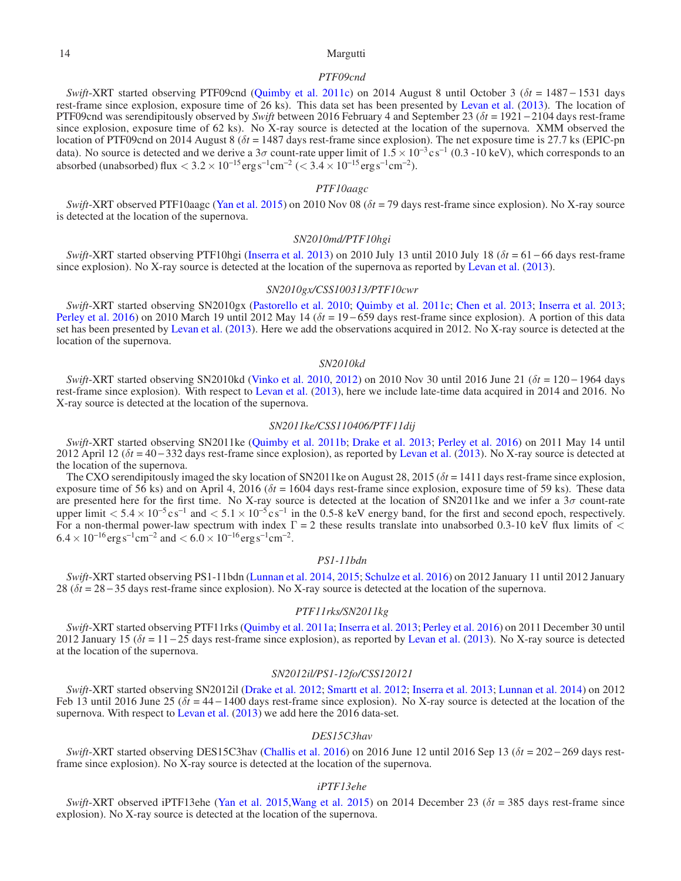### *PTF09cnd*

*Swift*-XRT started observing PTF09cnd (Quimby et al. 2011c) on 2014 August 8 until October 3 ($\delta t = 1487 - 1531$ days rest-frame since explosion, exposure time of 26 ks). This data set has been presented by Levan et al. (2013). The location of PTF09cnd was serendipitously observed by *Swift* between 2016 February 4 and September 23 ($\delta t = 1921 - 2104$ days rest-frame since explosion, exposure time of 62 ks). No X-ray source is detected at the location of the supernova. XMM observed the location of PTF09cnd on 2014 August 8 ($\delta t = 1487$ days rest-frame since explosion). The net exposure time is 27.7 ks (EPIC-pn data). No source is detected and we derive a $3\sigma$ count-rate upper limit of $1.5 \times 10^{-3}\,\mathrm{c\,s^{-1}}$ (0.3 -10 keV), which corresponds to an absorbed (unabsorbed) flux $< 3.2 \times 10^{-15}\,\mathrm{erg\,s^{-1}cm^{-2}}$ ($< 3.4 \times 10^{-15}\,\mathrm{erg\,s^{-1}cm^{-2}}$).

### *PTF10aagc*

*Swift*-XRT observed PTF10aagc (Yan et al. 2015) on 2010 Nov 08 ($\delta t = 79$ days rest-frame since explosion). No X-ray source is detected at the location of the supernova.

### *SN2010md/PTF10hgi*

*Swift*-XRT started observing PTF10hgi (Inserra et al. 2013) on 2010 July 13 until 2010 July 18 ($\delta t = 61 - 66$ days rest-frame since explosion). No X-ray source is detected at the location of the supernova as reported by Levan et al. (2013).

### *SN2010gx/CSS100313/PTF10cwr*

*Swift*-XRT started observing SN2010gx (Pastorello et al. 2010; Quimby et al. 2011c; Chen et al. 2013; Inserra et al. 2013; Perley et al. 2016) on 2010 March 19 until 2012 May 14 ($\delta t = 19 - 659$ days rest-frame since explosion). A portion of this data set has been presented by Levan et al. (2013). Here we add the observations acquired in 2012. No X-ray source is detected at the location of the supernova.

### *SN2010kd*

*Swift*-XRT started observing SN2010kd (Vinko et al. 2010, 2012) on 2010 Nov 30 until 2016 June 21 ($\delta t = 120 - 1964$ days rest-frame since explosion). With respect to Levan et al. (2013), here we include late-time data acquired in 2014 and 2016. No X-ray source is detected at the location of the supernova.

### *SN2011ke/CSS110406/PTF11dij*

*Swift*-XRT started observing SN2011ke (Quimby et al. 2011b; Drake et al. 2013; Perley et al. 2016) on 2011 May 14 until 2012 April 12 ($\delta t = 40 - 332$ days rest-frame since explosion), as reported by Levan et al. (2013). No X-ray source is detected at the location of the supernova.

The CXO serendipitously imaged the sky location of SN2011ke on August 28, 2015 ($\delta t = 1411$ days rest-frame since explosion, exposure time of 56 ks) and on April 4, 2016 ($\delta t = 1604$ days rest-frame since explosion, exposure time of 59 ks). These data are presented here for the first time. No X-ray source is detected at the location of SN2011ke and we infer a $3\sigma$ count-rate upper limit $< 5.4 \times 10^{-5}\,\mathrm{c\,s^{-1}}$ and $< 5.1 \times 10^{-5}\,\mathrm{c\,s^{-1}}$ in the 0.5-8 keV energy band, for the first and second epoch, respectively. For a non-thermal power-law spectrum with index $\Gamma = 2$ these results translate into unabsorbed 0.3-10 keV flux limits of $< 6.4 \times 10^{-16}\,\mathrm{erg\,s^{-1}cm^{-2}}$ and $< 6.0 \times 10^{-16}\,\mathrm{erg\,s^{-1}cm^{-2}}$.

### *PS1-11bdn*

*Swift*-XRT started observing PS1-11bdn (Lunnan et al. 2014, 2015; Schulze et al. 2016) on 2012 January 11 until 2012 January 28 ($\delta t = 28 - 35$ days rest-frame since explosion). No X-ray source is detected at the location of the supernova.

### *PTF11rks/SN2011kg*

*Swift*-XRT started observing PTF11rks (Quimby et al. 2011a; Inserra et al. 2013; Perley et al. 2016) on 2011 December 30 until 2012 January 15 ($\delta t = 11 - 25$ days rest-frame since explosion), as reported by Levan et al. (2013). No X-ray source is detected at the location of the supernova.

### *SN2012il/PS1-12fo/CSS120121*

*Swift*-XRT started observing SN2012il (Drake et al. 2012; Smartt et al. 2012; Inserra et al. 2013; Lunnan et al. 2014) on 2012 Feb 13 until 2016 June 25 ($\delta t = 44 - 1400$ days rest-frame since explosion). No X-ray source is detected at the location of the supernova. With respect to Levan et al. (2013) we add here the 2016 data-set.

### *DES15C3hav*

*Swift*-XRT started observing DES15C3hav (Challis et al. 2016) on 2016 June 12 until 2016 Sep 13 ($\delta t = 202 - 269$ days rest-frame since explosion). No X-ray source is detected at the location of the supernova.

### *iPTF13ehe*

*Swift*-XRT observed iPTF13ehe (Yan et al. 2015,Wang et al. 2015) on 2014 December 23 ($\delta t = 385$ days rest-frame since explosion). No X-ray source is detected at the location of the supernova.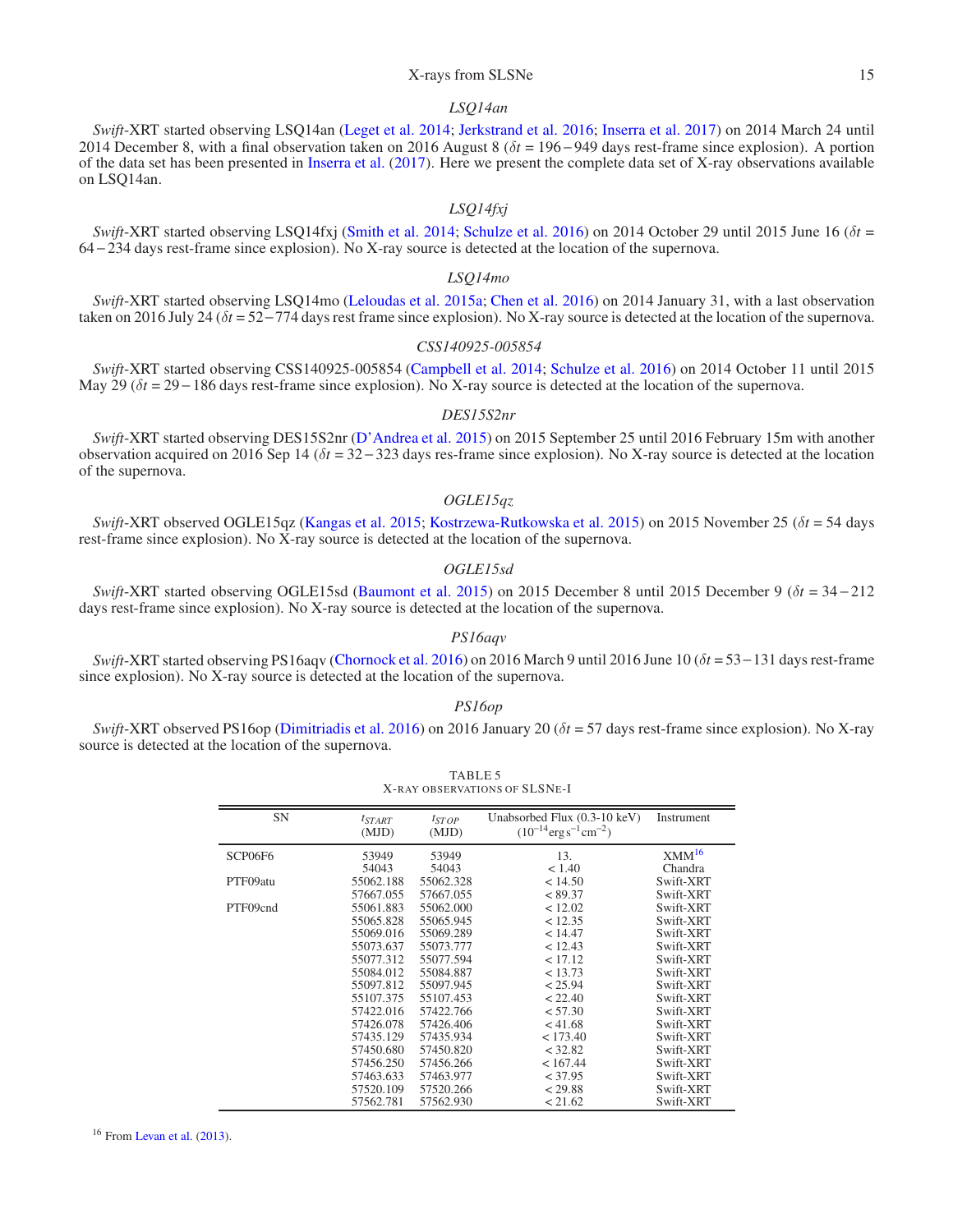### *LSQ14an*

*Swift*-XRT started observing LSQ14an (Leget et al. 2014; Jerkstrand et al. 2016; Inserra et al. 2017) on 2014 March 24 until 2014 December 8, with a final observation taken on 2016 August 8 ($\delta t = 196-949$ days rest-frame since explosion). A portion of the data set has been presented in Inserra et al. (2017). Here we present the complete data set of X-ray observations available on LSQ14an.

### *LSQ14fxj*

*Swift*-XRT started observing LSQ14fxj (Smith et al. 2014; Schulze et al. 2016) on 2014 October 29 until 2015 June 16 ($\delta t = 64-234$ days rest-frame since explosion). No X-ray source is detected at the location of the supernova.

### *LSQ14mo*

*Swift*-XRT started observing LSQ14mo (Leloudas et al. 2015a; Chen et al. 2016) on 2014 January 31, with a last observation taken on 2016 July 24 ($\delta t = 52-774$ days rest frame since explosion). No X-ray source is detected at the location of the supernova.

### *CSS140925-005854*

*Swift*-XRT started observing CSS140925-005854 (Campbell et al. 2014; Schulze et al. 2016) on 2014 October 11 until 2015 May 29 ($\delta t = 29-186$ days rest-frame since explosion). No X-ray source is detected at the location of the supernova.

### *DES15S2nr*

*Swift*-XRT started observing DES15S2nr (D'Andrea et al. 2015) on 2015 September 25 until 2016 February 15m with another observation acquired on 2016 Sep 14 ($\delta t = 32-323$ days res-frame since explosion). No X-ray source is detected at the location of the supernova.

### *OGLE15qz*

*Swift*-XRT observed OGLE15qz (Kangas et al. 2015; Kostrzewa-Rutkowska et al. 2015) on 2015 November 25 ($\delta t = 54$ days rest-frame since explosion). No X-ray source is detected at the location of the supernova.

### *OGLE15sd*

*Swift*-XRT started observing OGLE15sd (Baumont et al. 2015) on 2015 December 8 until 2015 December 9 ($\delta t = 34-212$ days rest-frame since explosion). No X-ray source is detected at the location of the supernova.

### *PS16aqv*

*Swift*-XRT started observing PS16aqv (Chornock et al. 2016) on 2016 March 9 until 2016 June 10 ($\delta t = 53-131$ days rest-frame since explosion). No X-ray source is detected at the location of the supernova.

### *PS16op*

*Swift*-XRT observed PS16op (Dimitriadis et al. 2016) on 2016 January 20 ($\delta t = 57$ days rest-frame since explosion). No X-ray source is detected at the location of the supernova.

TABLE 5
X-RAY OBSERVATIONS OF SLSNE-I

| SN | $t_{START}$ (MJD) | $t_{STOP}$ (MJD) | Unabsorbed Flux (0.3-10 keV) ($10^{-14}$erg s$^{-1}$cm$^{-2}$) | Instrument |
|---|---|---|---|---|
| SCP06F6 | 53949 | 53949 | 13. | XMM[16] |
| | 54043 | 54043 | < 1.40 | Chandra |
| PTF09atu | 55062.188 | 55062.328 | < 14.50 | Swift-XRT |
| | 57667.055 | 57667.055 | < 89.37 | Swift-XRT |
| PTF09cnd | 55061.883 | 55062.000 | < 12.02 | Swift-XRT |
| | 55065.828 | 55065.945 | < 12.35 | Swift-XRT |
| | 55069.016 | 55069.289 | < 14.47 | Swift-XRT |
| | 55073.637 | 55073.777 | < 12.43 | Swift-XRT |
| | 55077.312 | 55077.594 | < 17.12 | Swift-XRT |
| | 55084.012 | 55084.887 | < 13.73 | Swift-XRT |
| | 55097.812 | 55097.945 | < 25.94 | Swift-XRT |
| | 55107.375 | 55107.453 | < 22.40 | Swift-XRT |
| | 57422.016 | 57422.766 | < 57.30 | Swift-XRT |
| | 57426.078 | 57426.406 | < 41.68 | Swift-XRT |
| | 57435.129 | 57435.934 | < 173.40 | Swift-XRT |
| | 57450.680 | 57450.820 | < 32.82 | Swift-XRT |
| | 57456.250 | 57456.266 | < 167.44 | Swift-XRT |
| | 57463.633 | 57463.977 | < 37.95 | Swift-XRT |
| | 57520.109 | 57520.266 | < 29.88 | Swift-XRT |
| | 57562.781 | 57562.930 | < 21.62 | Swift-XRT |

[16] From Levan et al. (2013).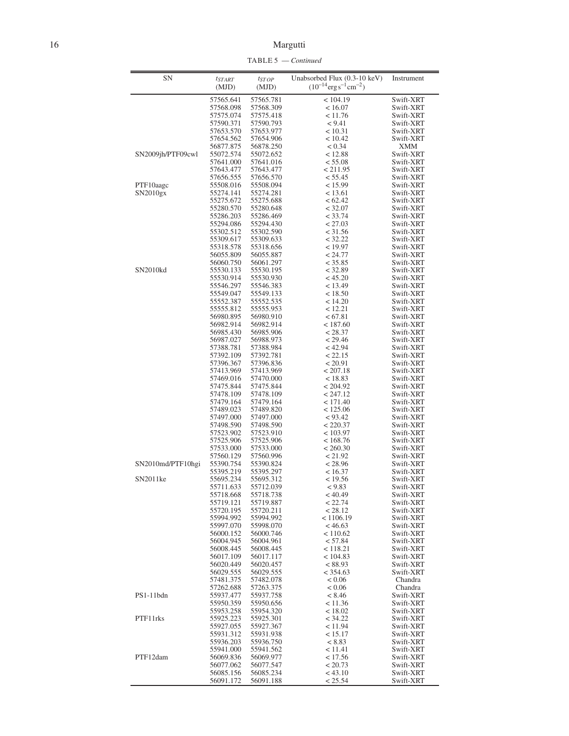TABLE 5 — *Continued*

| SN | $t_{START}$ (MJD) | $t_{STOP}$ (MJD) | Unabsorbed Flux (0.3-10 keV) ($10^{-14}$erg s$^{-1}$cm$^{-2}$) | Instrument |
|---|---|---|---|---|
| | 57565.641 | 57565.781 | < 104.19 | Swift-XRT |
| | 57568.098 | 57568.309 | < 16.07 | Swift-XRT |
| | 57575.074 | 57575.418 | < 11.76 | Swift-XRT |
| | 57590.371 | 57590.793 | < 9.41 | Swift-XRT |
| | 57653.570 | 57653.977 | < 10.31 | Swift-XRT |
| | 57654.562 | 57654.906 | < 10.42 | Swift-XRT |
| | 56877.875 | 56878.250 | < 0.34 | XMM |
| SN2009jh/PTF09cwl | 55072.574 | 55072.652 | < 12.88 | Swift-XRT |
| | 57641.000 | 57641.016 | < 55.08 | Swift-XRT |
| | 57643.477 | 57643.477 | < 211.95 | Swift-XRT |
| | 57656.555 | 57656.570 | < 55.45 | Swift-XRT |
| PTF10aagc | 55508.016 | 55508.094 | < 15.99 | Swift-XRT |
| SN2010gx | 55274.141 | 55274.281 | < 13.61 | Swift-XRT |
| | 55275.672 | 55275.688 | < 62.42 | Swift-XRT |
| | 55280.570 | 55280.648 | < 32.07 | Swift-XRT |
| | 55286.203 | 55286.469 | < 33.74 | Swift-XRT |
| | 55294.086 | 55294.430 | < 27.03 | Swift-XRT |
| | 55302.512 | 55302.590 | < 31.56 | Swift-XRT |
| | 55309.617 | 55309.633 | < 32.22 | Swift-XRT |
| | 55318.578 | 55318.656 | < 19.97 | Swift-XRT |
| | 56055.809 | 56055.887 | < 24.77 | Swift-XRT |
| | 56060.750 | 56061.297 | < 35.85 | Swift-XRT |
| SN2010kd | 55530.133 | 55530.195 | < 32.89 | Swift-XRT |
| | 55530.914 | 55530.930 | < 45.20 | Swift-XRT |
| | 55546.297 | 55546.383 | < 13.49 | Swift-XRT |
| | 55549.047 | 55549.133 | < 18.50 | Swift-XRT |
| | 55552.387 | 55552.535 | < 14.20 | Swift-XRT |
| | 55555.812 | 55555.953 | < 12.21 | Swift-XRT |
| | 56980.895 | 56980.910 | < 67.81 | Swift-XRT |
| | 56982.914 | 56982.914 | < 187.60 | Swift-XRT |
| | 56985.430 | 56985.906 | < 28.37 | Swift-XRT |
| | 56987.027 | 56988.973 | < 29.46 | Swift-XRT |
| | 57388.781 | 57388.984 | < 42.94 | Swift-XRT |
| | 57392.109 | 57392.781 | < 22.15 | Swift-XRT |
| | 57396.367 | 57396.836 | < 20.91 | Swift-XRT |
| | 57413.969 | 57413.969 | < 207.18 | Swift-XRT |
| | 57469.016 | 57470.000 | < 18.83 | Swift-XRT |
| | 57475.844 | 57475.844 | < 204.92 | Swift-XRT |
| | 57478.109 | 57478.109 | < 247.12 | Swift-XRT |
| | 57479.164 | 57479.164 | < 171.40 | Swift-XRT |
| | 57489.023 | 57489.820 | < 125.06 | Swift-XRT |
| | 57497.000 | 57497.000 | < 93.42 | Swift-XRT |
| | 57498.590 | 57498.590 | < 220.37 | Swift-XRT |
| | 57523.902 | 57523.910 | < 103.97 | Swift-XRT |
| | 57525.906 | 57525.906 | < 168.76 | Swift-XRT |
| | 57533.000 | 57533.000 | < 260.30 | Swift-XRT |
| | 57560.129 | 57560.996 | < 21.92 | Swift-XRT |
| SN2010md/PTF10hgi | 55390.754 | 55390.824 | < 28.96 | Swift-XRT |
| | 55395.219 | 55395.297 | < 16.37 | Swift-XRT |
| SN2011ke | 55695.234 | 55695.312 | < 19.56 | Swift-XRT |
| | 55711.633 | 55712.039 | < 9.83 | Swift-XRT |
| | 55718.668 | 55718.738 | < 40.49 | Swift-XRT |
| | 55719.121 | 55719.887 | < 22.74 | Swift-XRT |
| | 55720.195 | 55720.211 | < 28.12 | Swift-XRT |
| | 55994.992 | 55994.992 | < 1106.19 | Swift-XRT |
| | 55997.070 | 55998.070 | < 46.63 | Swift-XRT |
| | 56000.152 | 56000.746 | < 110.62 | Swift-XRT |
| | 56004.945 | 56004.961 | < 57.84 | Swift-XRT |
| | 56008.445 | 56008.445 | < 118.21 | Swift-XRT |
| | 56017.109 | 56017.117 | < 104.83 | Swift-XRT |
| | 56020.449 | 56020.457 | < 88.93 | Swift-XRT |
| | 56029.555 | 56029.555 | < 354.63 | Swift-XRT |
| | 57481.375 | 57482.078 | < 0.06 | Chandra |
| | 57262.688 | 57263.375 | < 0.06 | Chandra |
| PS1-11bdn | 55937.477 | 55937.758 | < 8.46 | Swift-XRT |
| | 55950.359 | 55950.656 | < 11.36 | Swift-XRT |
| | 55953.258 | 55954.320 | < 18.02 | Swift-XRT |
| PTF11rks | 55925.223 | 55925.301 | < 34.22 | Swift-XRT |
| | 55927.055 | 55927.367 | < 11.94 | Swift-XRT |
| | 55931.312 | 55931.938 | < 15.17 | Swift-XRT |
| | 55936.203 | 55936.750 | < 8.83 | Swift-XRT |
| | 55941.000 | 55941.562 | < 11.41 | Swift-XRT |
| PTF12dam | 56069.836 | 56069.977 | < 17.56 | Swift-XRT |
| | 56077.062 | 56077.547 | < 20.73 | Swift-XRT |
| | 56085.156 | 56085.234 | < 43.10 | Swift-XRT |
| | 56091.172 | 56091.188 | < 25.54 | Swift-XRT |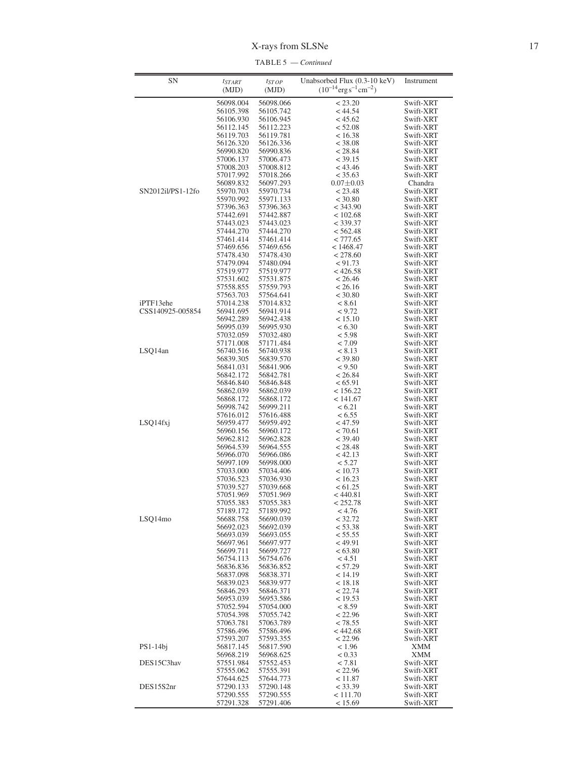TABLE 5 — *Continued*

| SN | $t_{START}$ (MJD) | $t_{STOP}$ (MJD) | Unabsorbed Flux (0.3-10 keV) ($10^{-14}$erg s$^{-1}$cm$^{-2}$) | Instrument |
|---|---|---|---|---|
| | 56098.004 | 56098.066 | < 23.20 | Swift-XRT |
| | 56105.398 | 56105.742 | < 44.54 | Swift-XRT |
| | 56106.930 | 56106.945 | < 45.62 | Swift-XRT |
| | 56112.145 | 56112.223 | < 52.08 | Swift-XRT |
| | 56119.703 | 56119.781 | < 16.38 | Swift-XRT |
| | 56126.320 | 56126.336 | < 38.08 | Swift-XRT |
| | 56990.820 | 56990.836 | < 28.84 | Swift-XRT |
| | 57006.137 | 57006.473 | < 39.15 | Swift-XRT |
| | 57008.203 | 57008.812 | < 43.46 | Swift-XRT |
| | 57017.992 | 57018.266 | < 35.63 | Swift-XRT |
| | 56089.832 | 56097.293 | 0.07±0.03 | Chandra |
| SN2012il/PS1-12fo | 55970.703 | 55970.734 | < 23.48 | Swift-XRT |
| | 55970.992 | 55971.133 | < 30.80 | Swift-XRT |
| | 57396.363 | 57396.363 | < 343.90 | Swift-XRT |
| | 57442.691 | 57442.887 | < 102.68 | Swift-XRT |
| | 57443.023 | 57443.023 | < 339.37 | Swift-XRT |
| | 57444.270 | 57444.270 | < 562.48 | Swift-XRT |
| | 57461.414 | 57461.414 | < 777.65 | Swift-XRT |
| | 57469.656 | 57469.656 | < 1468.47 | Swift-XRT |
| | 57478.430 | 57478.430 | < 278.60 | Swift-XRT |
| | 57479.094 | 57480.094 | < 91.73 | Swift-XRT |
| | 57519.977 | 57519.977 | < 426.58 | Swift-XRT |
| | 57531.602 | 57531.875 | < 26.46 | Swift-XRT |
| | 57558.855 | 57559.793 | < 26.16 | Swift-XRT |
| | 57563.703 | 57564.641 | < 30.80 | Swift-XRT |
| iPTF13ehe | 57014.238 | 57014.832 | < 8.61 | Swift-XRT |
| CSS140925-005854 | 56941.695 | 56941.914 | < 9.72 | Swift-XRT |
| | 56942.289 | 56942.438 | < 15.10 | Swift-XRT |
| | 56995.039 | 56995.930 | < 6.30 | Swift-XRT |
| | 57032.059 | 57032.480 | < 5.98 | Swift-XRT |
| | 57171.008 | 57171.484 | < 7.09 | Swift-XRT |
| LSQ14an | 56740.516 | 56740.938 | < 8.13 | Swift-XRT |
| | 56839.305 | 56839.570 | < 39.80 | Swift-XRT |
| | 56841.031 | 56841.906 | < 9.50 | Swift-XRT |
| | 56842.172 | 56842.781 | < 26.84 | Swift-XRT |
| | 56846.840 | 56846.848 | < 65.91 | Swift-XRT |
| | 56862.039 | 56862.039 | < 156.22 | Swift-XRT |
| | 56868.172 | 56868.172 | < 141.67 | Swift-XRT |
| | 56998.742 | 56999.211 | < 6.21 | Swift-XRT |
| | 57616.012 | 57616.488 | < 6.55 | Swift-XRT |
| LSQ14fxj | 56959.477 | 56959.492 | < 47.59 | Swift-XRT |
| | 56960.156 | 56960.172 | < 70.61 | Swift-XRT |
| | 56962.812 | 56962.828 | < 39.40 | Swift-XRT |
| | 56964.539 | 56964.555 | < 28.48 | Swift-XRT |
| | 56966.070 | 56966.086 | < 42.13 | Swift-XRT |
| | 56997.109 | 56998.000 | < 5.27 | Swift-XRT |
| | 57033.000 | 57034.406 | < 10.73 | Swift-XRT |
| | 57036.523 | 57036.930 | < 16.23 | Swift-XRT |
| | 57039.527 | 57039.668 | < 61.25 | Swift-XRT |
| | 57051.969 | 57051.969 | < 440.81 | Swift-XRT |
| | 57055.383 | 57055.383 | < 252.78 | Swift-XRT |
| | 57189.172 | 57189.992 | < 4.76 | Swift-XRT |
| LSQ14mo | 56688.758 | 56690.039 | < 32.72 | Swift-XRT |
| | 56692.023 | 56692.039 | < 53.38 | Swift-XRT |
| | 56693.039 | 56693.055 | < 55.55 | Swift-XRT |
| | 56697.961 | 56697.977 | < 49.91 | Swift-XRT |
| | 56699.711 | 56699.727 | < 63.80 | Swift-XRT |
| | 56754.113 | 56754.676 | < 4.51 | Swift-XRT |
| | 56836.836 | 56836.852 | < 57.29 | Swift-XRT |
| | 56837.098 | 56838.371 | < 14.19 | Swift-XRT |
| | 56839.023 | 56839.977 | < 18.18 | Swift-XRT |
| | 56846.293 | 56846.371 | < 22.74 | Swift-XRT |
| | 56953.039 | 56953.586 | < 19.53 | Swift-XRT |
| | 57052.594 | 57054.000 | < 8.59 | Swift-XRT |
| | 57054.398 | 57055.742 | < 22.96 | Swift-XRT |
| | 57063.781 | 57063.789 | < 78.55 | Swift-XRT |
| | 57586.496 | 57586.496 | < 442.68 | Swift-XRT |
| | 57593.207 | 57593.355 | < 22.96 | Swift-XRT |
| PS1-14bj | 56817.145 | 56817.590 | < 1.96 | XMM |
| | 56968.219 | 56968.625 | < 0.33 | XMM |
| DES15C3hav | 57551.984 | 57552.453 | < 7.81 | Swift-XRT |
| | 57555.062 | 57555.391 | < 22.96 | Swift-XRT |
| | 57644.625 | 57644.773 | < 11.87 | Swift-XRT |
| DES15S2nr | 57290.133 | 57290.148 | < 33.39 | Swift-XRT |
| | 57290.555 | 57290.555 | < 111.70 | Swift-XRT |
| | 57291.328 | 57291.406 | < 15.69 | Swift-XRT |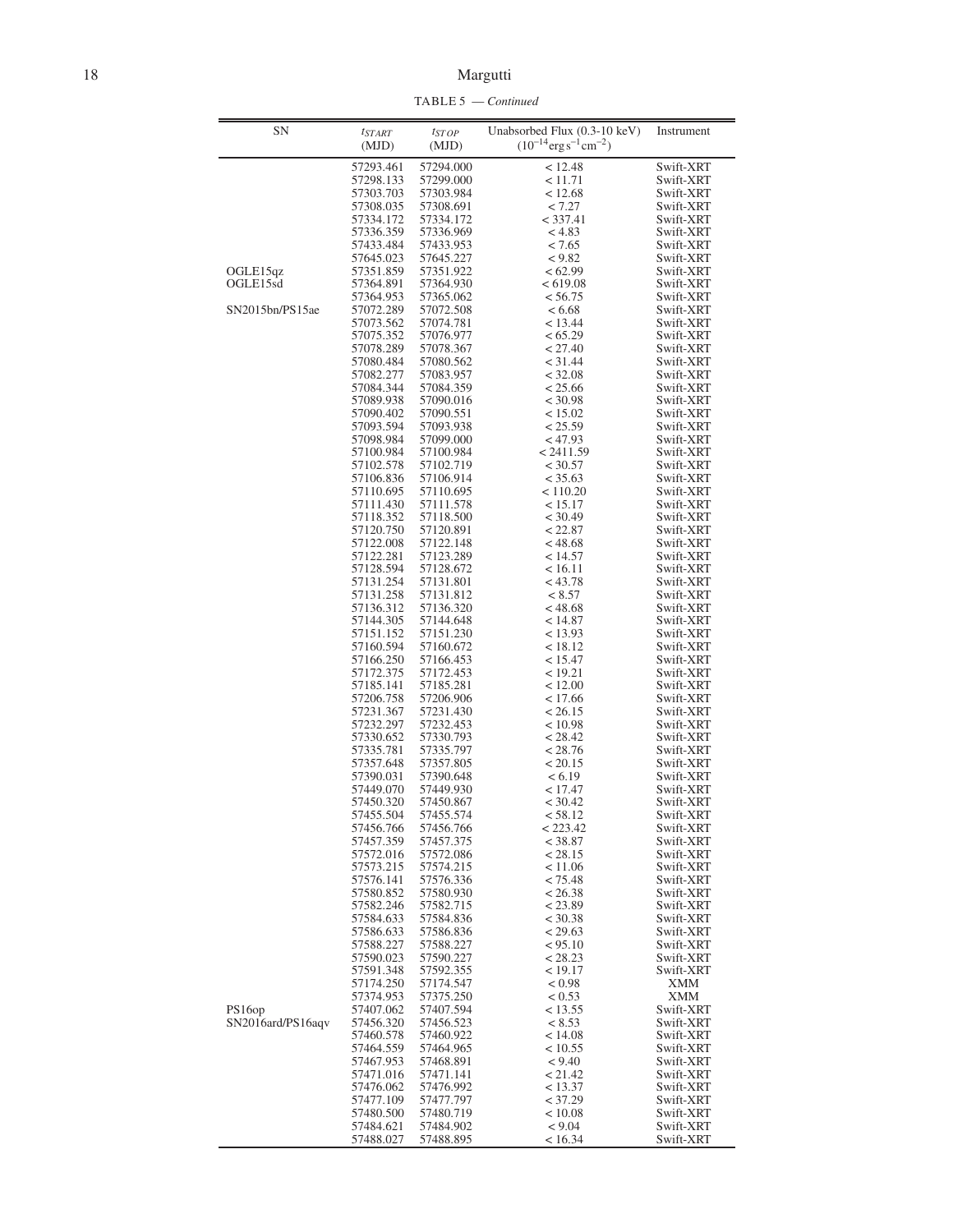TABLE 5 — *Continued*

| SN | $t_{START}$ (MJD) | $t_{STOP}$ (MJD) | Unabsorbed Flux (0.3-10 keV) ($10^{-14}$erg s$^{-1}$cm$^{-2}$) | Instrument |
|---|---|---|---|---|
| | 57293.461 | 57294.000 | < 12.48 | Swift-XRT |
| | 57298.133 | 57299.000 | < 11.71 | Swift-XRT |
| | 57303.703 | 57303.984 | < 12.68 | Swift-XRT |
| | 57308.035 | 57308.691 | < 7.27 | Swift-XRT |
| | 57334.172 | 57334.172 | < 337.41 | Swift-XRT |
| | 57336.359 | 57336.969 | < 4.83 | Swift-XRT |
| | 57433.484 | 57433.953 | < 7.65 | Swift-XRT |
| | 57645.023 | 57645.227 | < 9.82 | Swift-XRT |
| OGLE15qz | 57351.859 | 57351.922 | < 62.99 | Swift-XRT |
| OGLE15sd | 57364.891 | 57364.930 | < 619.08 | Swift-XRT |
| | 57364.953 | 57365.062 | < 56.75 | Swift-XRT |
| SN2015bn/PS15ae | 57072.289 | 57072.508 | < 6.68 | Swift-XRT |
| | 57073.562 | 57074.781 | < 13.44 | Swift-XRT |
| | 57075.352 | 57076.977 | < 65.29 | Swift-XRT |
| | 57078.289 | 57078.367 | < 27.40 | Swift-XRT |
| | 57080.484 | 57080.562 | < 31.44 | Swift-XRT |
| | 57082.277 | 57083.957 | < 32.08 | Swift-XRT |
| | 57084.344 | 57084.359 | < 25.66 | Swift-XRT |
| | 57089.938 | 57090.016 | < 30.98 | Swift-XRT |
| | 57090.402 | 57090.551 | < 15.02 | Swift-XRT |
| | 57093.594 | 57093.938 | < 25.59 | Swift-XRT |
| | 57098.984 | 57099.000 | < 47.93 | Swift-XRT |
| | 57100.984 | 57100.984 | < 2411.59 | Swift-XRT |
| | 57102.578 | 57102.719 | < 30.57 | Swift-XRT |
| | 57106.836 | 57106.914 | < 35.63 | Swift-XRT |
| | 57110.695 | 57110.695 | < 110.20 | Swift-XRT |
| | 57111.430 | 57111.578 | < 15.17 | Swift-XRT |
| | 57118.352 | 57118.500 | < 30.49 | Swift-XRT |
| | 57120.750 | 57120.891 | < 22.87 | Swift-XRT |
| | 57122.008 | 57122.148 | < 48.68 | Swift-XRT |
| | 57122.281 | 57123.289 | < 14.57 | Swift-XRT |
| | 57128.594 | 57128.672 | < 16.11 | Swift-XRT |
| | 57131.254 | 57131.801 | < 43.78 | Swift-XRT |
| | 57131.258 | 57131.812 | < 8.57 | Swift-XRT |
| | 57136.312 | 57136.320 | < 48.68 | Swift-XRT |
| | 57144.305 | 57144.648 | < 14.87 | Swift-XRT |
| | 57151.152 | 57151.230 | < 13.93 | Swift-XRT |
| | 57160.594 | 57160.672 | < 18.12 | Swift-XRT |
| | 57166.250 | 57166.453 | < 15.47 | Swift-XRT |
| | 57172.375 | 57172.453 | < 19.21 | Swift-XRT |
| | 57185.141 | 57185.281 | < 12.00 | Swift-XRT |
| | 57206.758 | 57206.906 | < 17.66 | Swift-XRT |
| | 57231.367 | 57231.430 | < 26.15 | Swift-XRT |
| | 57232.297 | 57232.453 | < 10.98 | Swift-XRT |
| | 57330.652 | 57330.793 | < 28.42 | Swift-XRT |
| | 57335.781 | 57335.797 | < 28.76 | Swift-XRT |
| | 57357.648 | 57357.805 | < 20.15 | Swift-XRT |
| | 57390.031 | 57390.648 | < 6.19 | Swift-XRT |
| | 57449.070 | 57449.930 | < 17.47 | Swift-XRT |
| | 57450.320 | 57450.867 | < 30.42 | Swift-XRT |
| | 57455.504 | 57455.574 | < 58.12 | Swift-XRT |
| | 57456.766 | 57456.766 | < 223.42 | Swift-XRT |
| | 57457.359 | 57457.375 | < 38.87 | Swift-XRT |
| | 57572.016 | 57572.086 | < 28.15 | Swift-XRT |
| | 57573.215 | 57574.215 | < 11.06 | Swift-XRT |
| | 57576.141 | 57576.336 | < 75.48 | Swift-XRT |
| | 57580.852 | 57580.930 | < 26.38 | Swift-XRT |
| | 57582.246 | 57582.715 | < 23.89 | Swift-XRT |
| | 57584.633 | 57584.836 | < 30.38 | Swift-XRT |
| | 57586.633 | 57586.836 | < 29.63 | Swift-XRT |
| | 57588.227 | 57588.227 | < 95.10 | Swift-XRT |
| | 57590.023 | 57590.227 | < 28.23 | Swift-XRT |
| | 57591.348 | 57592.355 | < 19.17 | Swift-XRT |
| | 57174.250 | 57174.547 | < 0.98 | XMM |
| | 57374.953 | 57375.250 | < 0.53 | XMM |
| PS16op | 57407.062 | 57407.594 | < 13.55 | Swift-XRT |
| SN2016ard/PS16aqv | 57456.320 | 57456.523 | < 8.53 | Swift-XRT |
| | 57460.578 | 57460.922 | < 14.08 | Swift-XRT |
| | 57464.559 | 57464.965 | < 10.55 | Swift-XRT |
| | 57467.953 | 57468.891 | < 9.40 | Swift-XRT |
| | 57471.016 | 57471.141 | < 21.42 | Swift-XRT |
| | 57476.062 | 57476.992 | < 13.37 | Swift-XRT |
| | 57477.109 | 57477.797 | < 37.29 | Swift-XRT |
| | 57480.500 | 57480.719 | < 10.08 | Swift-XRT |
| | 57484.621 | 57484.902 | < 9.04 | Swift-XRT |
| | 57488.027 | 57488.895 | < 16.34 | Swift-XRT |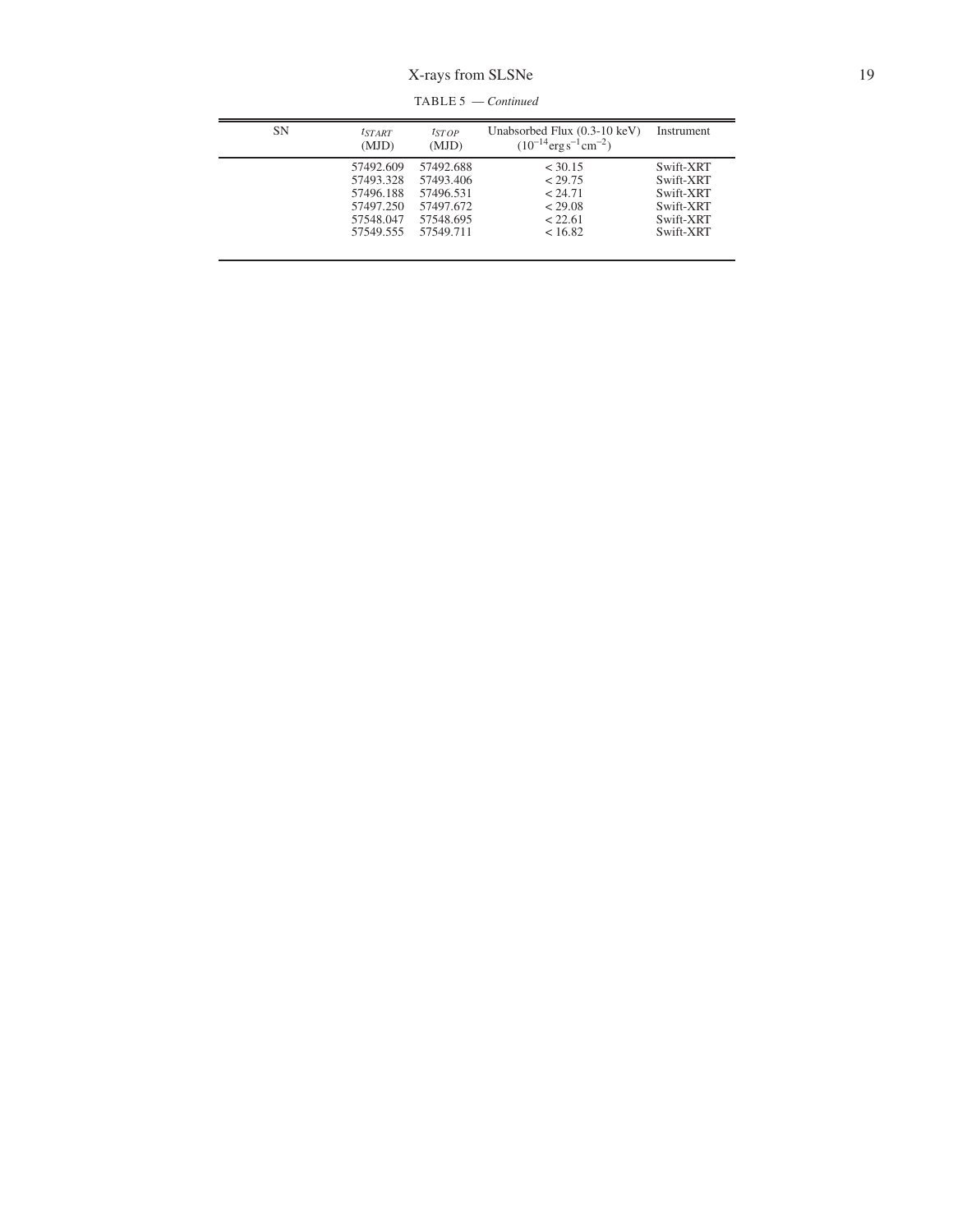TABLE 5 — *Continued*

| SN | $t_{START}$ (MJD) | $t_{STOP}$ (MJD) | Unabsorbed Flux (0.3-10 keV) ($10^{-14}$erg s$^{-1}$cm$^{-2}$) | Instrument |
|---|---|---|---|---|
| | 57492.609 | 57492.688 | < 30.15 | Swift-XRT |
| | 57493.328 | 57493.406 | < 29.75 | Swift-XRT |
| | 57496.188 | 57496.531 | < 24.71 | Swift-XRT |
| | 57497.250 | 57497.672 | < 29.08 | Swift-XRT |
| | 57548.047 | 57548.695 | < 22.61 | Swift-XRT |
| | 57549.555 | 57549.711 | < 16.82 | Swift-XRT |